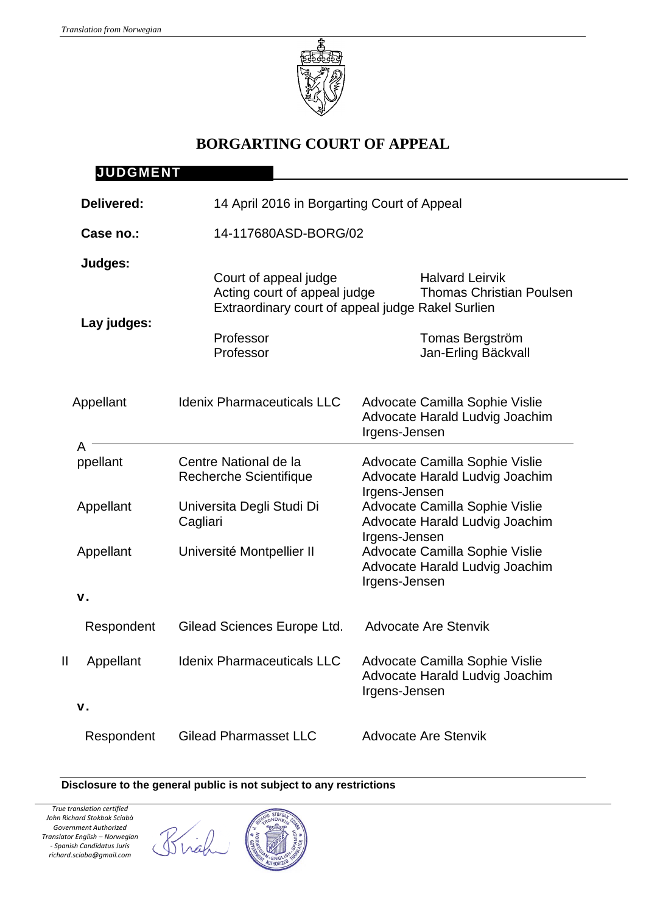*Translation from Norwegian*

# BORGARTING COURT OF APPEAL

## JUDGMENT

**Delivered:** 14 April 2016 in Borgarting Court of Appeal

**Case no.:** 14-117680ASD-BORG/02

**Judges:**

| | |
|---|---|
| Court of appeal judge | Halvard Leirvik |
| Acting court of appeal judge | Thomas Christian Poulsen |
| Extraordinary court of appeal judge | Rakel Surlien |

**Lay judges:**

| | |
|---|---|
| Professor | Tomas Bergström |
| Professor | Jan-Erling Bäckvall |

| | | | |
|---|---|---|---|
| | Appellant | Idenix Pharmaceuticals LLC | Advocate Camilla Sophie Vislie<br>Advocate Harald Ludvig Joachim Irgens-Jensen |
| | Appellant | Centre National de la Recherche Scientifique | Advocate Camilla Sophie Vislie<br>Advocate Harald Ludvig Joachim Irgens-Jensen |
| | Appellant | Universita Degli Studi Di Cagliari | Advocate Camilla Sophie Vislie<br>Advocate Harald Ludvig Joachim Irgens-Jensen |
| | Appellant | Université Montpellier II | Advocate Camilla Sophie Vislie<br>Advocate Harald Ludvig Joachim Irgens-Jensen |
| | **v.** | | |
| | Respondent | Gilead Sciences Europe Ltd. | Advocate Are Stenvik |
| II | Appellant | Idenix Pharmaceuticals LLC | Advocate Camilla Sophie Vislie<br>Advocate Harald Ludvig Joachim Irgens-Jensen |
| | **v.** | | |
| | Respondent | Gilead Pharmasset LLC | Advocate Are Stenvik |

**Disclosure to the general public is not subject to any restrictions**

*True translation certified*
*John Richard Stokbak Sciabà*
*Government Authorized Translator English – Norwegian - Spanish Candidatus Juris*
*richard.sciaba@gmail.com*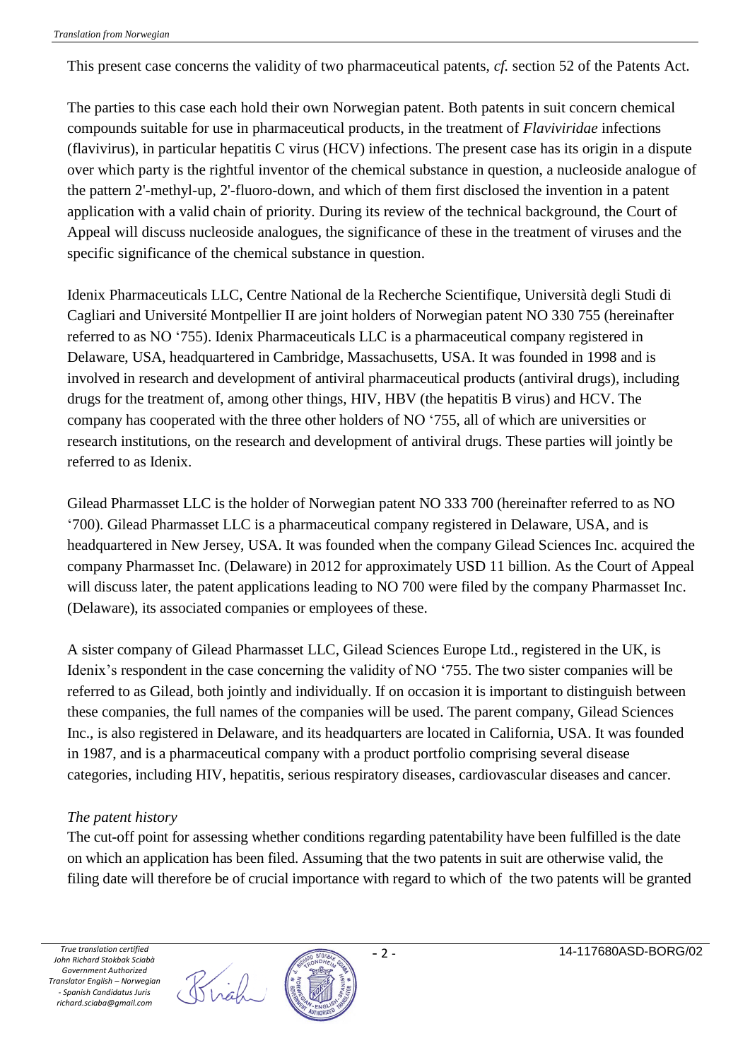This present case concerns the validity of two pharmaceutical patents, *cf.* section 52 of the Patents Act.

The parties to this case each hold their own Norwegian patent. Both patents in suit concern chemical compounds suitable for use in pharmaceutical products, in the treatment of *Flaviviridae* infections (flavivirus), in particular hepatitis C virus (HCV) infections. The present case has its origin in a dispute over which party is the rightful inventor of the chemical substance in question, a nucleoside analogue of the pattern 2'-methyl-up, 2'-fluoro-down, and which of them first disclosed the invention in a patent application with a valid chain of priority. During its review of the technical background, the Court of Appeal will discuss nucleoside analogues, the significance of these in the treatment of viruses and the specific significance of the chemical substance in question.

Idenix Pharmaceuticals LLC, Centre National de la Recherche Scientifique, Università degli Studi di Cagliari and Université Montpellier II are joint holders of Norwegian patent NO 330 755 (hereinafter referred to as NO '755). Idenix Pharmaceuticals LLC is a pharmaceutical company registered in Delaware, USA, headquartered in Cambridge, Massachusetts, USA. It was founded in 1998 and is involved in research and development of antiviral pharmaceutical products (antiviral drugs), including drugs for the treatment of, among other things, HIV, HBV (the hepatitis B virus) and HCV. The company has cooperated with the three other holders of NO '755, all of which are universities or research institutions, on the research and development of antiviral drugs. These parties will jointly be referred to as Idenix.

Gilead Pharmasset LLC is the holder of Norwegian patent NO 333 700 (hereinafter referred to as NO '700). Gilead Pharmasset LLC is a pharmaceutical company registered in Delaware, USA, and is headquartered in New Jersey, USA. It was founded when the company Gilead Sciences Inc. acquired the company Pharmasset Inc. (Delaware) in 2012 for approximately USD 11 billion. As the Court of Appeal will discuss later, the patent applications leading to NO 700 were filed by the company Pharmasset Inc. (Delaware), its associated companies or employees of these.

A sister company of Gilead Pharmasset LLC, Gilead Sciences Europe Ltd., registered in the UK, is Idenix's respondent in the case concerning the validity of NO '755. The two sister companies will be referred to as Gilead, both jointly and individually. If on occasion it is important to distinguish between these companies, the full names of the companies will be used. The parent company, Gilead Sciences Inc., is also registered in Delaware, and its headquarters are located in California, USA. It was founded in 1987, and is a pharmaceutical company with a product portfolio comprising several disease categories, including HIV, hepatitis, serious respiratory diseases, cardiovascular diseases and cancer.

*The patent history*

The cut-off point for assessing whether conditions regarding patentability have been fulfilled is the date on which an application has been filed. Assuming that the two patents in suit are otherwise valid, the filing date will therefore be of crucial importance with regard to which of the two patents will be granted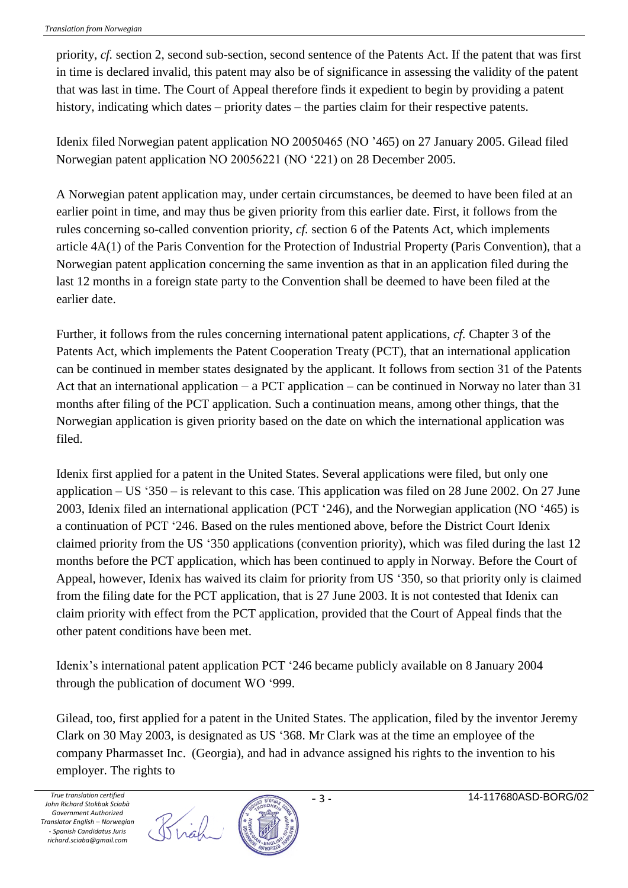priority, *cf.* section 2, second sub-section, second sentence of the Patents Act. If the patent that was first in time is declared invalid, this patent may also be of significance in assessing the validity of the patent that was last in time. The Court of Appeal therefore finds it expedient to begin by providing a patent history, indicating which dates – priority dates – the parties claim for their respective patents.

Idenix filed Norwegian patent application NO 20050465 (NO '465) on 27 January 2005. Gilead filed Norwegian patent application NO 20056221 (NO '221) on 28 December 2005.

A Norwegian patent application may, under certain circumstances, be deemed to have been filed at an earlier point in time, and may thus be given priority from this earlier date. First, it follows from the rules concerning so-called convention priority, *cf.* section 6 of the Patents Act, which implements article 4A(1) of the Paris Convention for the Protection of Industrial Property (Paris Convention), that a Norwegian patent application concerning the same invention as that in an application filed during the last 12 months in a foreign state party to the Convention shall be deemed to have been filed at the earlier date.

Further, it follows from the rules concerning international patent applications, *cf.* Chapter 3 of the Patents Act, which implements the Patent Cooperation Treaty (PCT), that an international application can be continued in member states designated by the applicant. It follows from section 31 of the Patents Act that an international application – a PCT application – can be continued in Norway no later than 31 months after filing of the PCT application. Such a continuation means, among other things, that the Norwegian application is given priority based on the date on which the international application was filed.

Idenix first applied for a patent in the United States. Several applications were filed, but only one application – US '350 – is relevant to this case. This application was filed on 28 June 2002. On 27 June 2003, Idenix filed an international application (PCT '246), and the Norwegian application (NO '465) is a continuation of PCT '246. Based on the rules mentioned above, before the District Court Idenix claimed priority from the US '350 applications (convention priority), which was filed during the last 12 months before the PCT application, which has been continued to apply in Norway. Before the Court of Appeal, however, Idenix has waived its claim for priority from US '350, so that priority only is claimed from the filing date for the PCT application, that is 27 June 2003. It is not contested that Idenix can claim priority with effect from the PCT application, provided that the Court of Appeal finds that the other patent conditions have been met.

Idenix's international patent application PCT '246 became publicly available on 8 January 2004 through the publication of document WO '999.

Gilead, too, first applied for a patent in the United States. The application, filed by the inventor Jeremy Clark on 30 May 2003, is designated as US '368. Mr Clark was at the time an employee of the company Pharmasset Inc. (Georgia), and had in advance assigned his rights to the invention to his employer. The rights to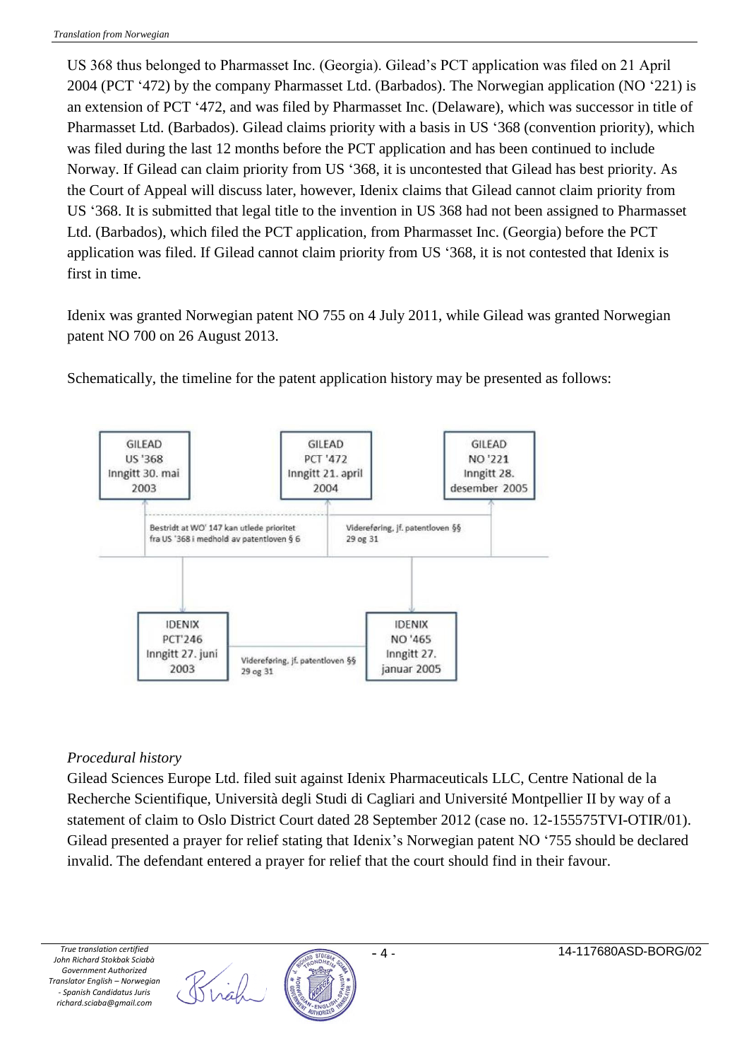US 368 thus belonged to Pharmasset Inc. (Georgia). Gilead's PCT application was filed on 21 April 2004 (PCT '472) by the company Pharmasset Ltd. (Barbados). The Norwegian application (NO '221) is an extension of PCT '472, and was filed by Pharmasset Inc. (Delaware), which was successor in title of Pharmasset Ltd. (Barbados). Gilead claims priority with a basis in US '368 (convention priority), which was filed during the last 12 months before the PCT application and has been continued to include Norway. If Gilead can claim priority from US '368, it is uncontested that Gilead has best priority. As the Court of Appeal will discuss later, however, Idenix claims that Gilead cannot claim priority from US '368. It is submitted that legal title to the invention in US 368 had not been assigned to Pharmasset Ltd. (Barbados), which filed the PCT application, from Pharmasset Inc. (Georgia) before the PCT application was filed. If Gilead cannot claim priority from US '368, it is not contested that Idenix is first in time.

Idenix was granted Norwegian patent NO 755 on 4 July 2011, while Gilead was granted Norwegian patent NO 700 on 26 August 2013.

Schematically, the timeline for the patent application history may be presented as follows:

GILEAD US '368 Inngitt 30. mai 2003 — GILEAD PCT '472 Inngitt 21. april 2004 — GILEAD NO '221 Inngitt 28. desember 2005

Bestridt at WO' 147 kan utlede prioritet fra US '368 i medhold av patentloven § 6

Videreføring, jf. patentloven §§ 29 og 31

IDENIX PCT'246 Inngitt 27. juni 2003 — IDENIX NO '465 Inngitt 27. januar 2005

Videreføring, jf. patentloven §§ 29 og 31

*Procedural history*

Gilead Sciences Europe Ltd. filed suit against Idenix Pharmaceuticals LLC, Centre National de la Recherche Scientifique, Università degli Studi di Cagliari and Université Montpellier II by way of a statement of claim to Oslo District Court dated 28 September 2012 (case no. 12-155575TVI-OTIR/01). Gilead presented a prayer for relief stating that Idenix's Norwegian patent NO '755 should be declared invalid. The defendant entered a prayer for relief that the court should find in their favour.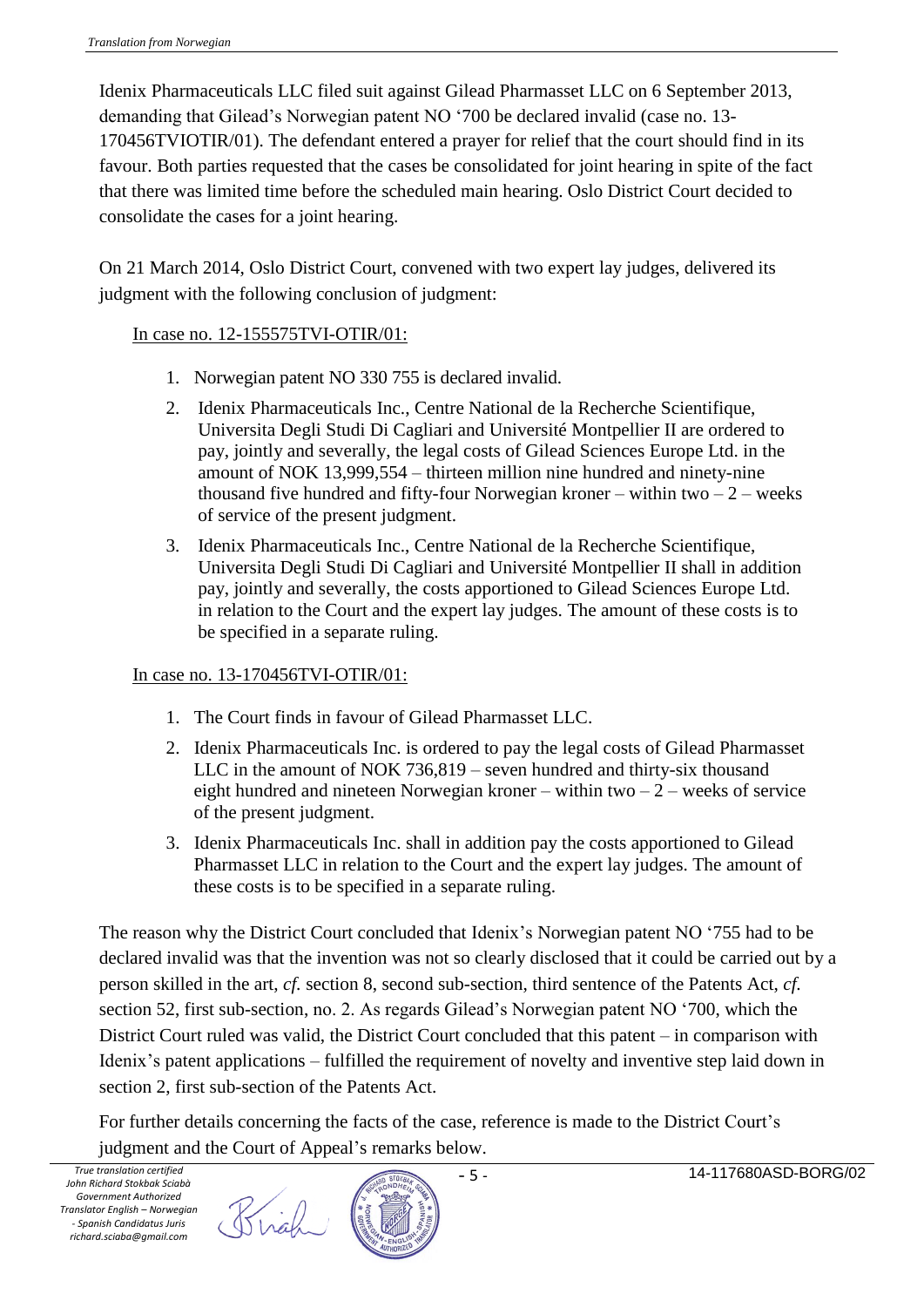Idenix Pharmaceuticals LLC filed suit against Gilead Pharmasset LLC on 6 September 2013, demanding that Gilead's Norwegian patent NO '700 be declared invalid (case no. 13-170456TVIOTIR/01). The defendant entered a prayer for relief that the court should find in its favour. Both parties requested that the cases be consolidated for joint hearing in spite of the fact that there was limited time before the scheduled main hearing. Oslo District Court decided to consolidate the cases for a joint hearing.

On 21 March 2014, Oslo District Court, convened with two expert lay judges, delivered its judgment with the following conclusion of judgment:

In case no. 12-155575TVI-OTIR/01:

1. Norwegian patent NO 330 755 is declared invalid.
2. Idenix Pharmaceuticals Inc., Centre National de la Recherche Scientifique, Universita Degli Studi Di Cagliari and Université Montpellier II are ordered to pay, jointly and severally, the legal costs of Gilead Sciences Europe Ltd. in the amount of NOK 13,999,554 – thirteen million nine hundred and ninety-nine thousand five hundred and fifty-four Norwegian kroner – within two – 2 – weeks of service of the present judgment.
3. Idenix Pharmaceuticals Inc., Centre National de la Recherche Scientifique, Universita Degli Studi Di Cagliari and Université Montpellier II shall in addition pay, jointly and severally, the costs apportioned to Gilead Sciences Europe Ltd. in relation to the Court and the expert lay judges. The amount of these costs is to be specified in a separate ruling.

In case no. 13-170456TVI-OTIR/01:

1. The Court finds in favour of Gilead Pharmasset LLC.
2. Idenix Pharmaceuticals Inc. is ordered to pay the legal costs of Gilead Pharmasset LLC in the amount of NOK 736,819 – seven hundred and thirty-six thousand eight hundred and nineteen Norwegian kroner – within two – 2 – weeks of service of the present judgment.
3. Idenix Pharmaceuticals Inc. shall in addition pay the costs apportioned to Gilead Pharmasset LLC in relation to the Court and the expert lay judges. The amount of these costs is to be specified in a separate ruling.

The reason why the District Court concluded that Idenix's Norwegian patent NO '755 had to be declared invalid was that the invention was not so clearly disclosed that it could be carried out by a person skilled in the art, *cf.* section 8, second sub-section, third sentence of the Patents Act, *cf.* section 52, first sub-section, no. 2. As regards Gilead's Norwegian patent NO '700, which the District Court ruled was valid, the District Court concluded that this patent – in comparison with Idenix's patent applications – fulfilled the requirement of novelty and inventive step laid down in section 2, first sub-section of the Patents Act.

For further details concerning the facts of the case, reference is made to the District Court's judgment and the Court of Appeal's remarks below.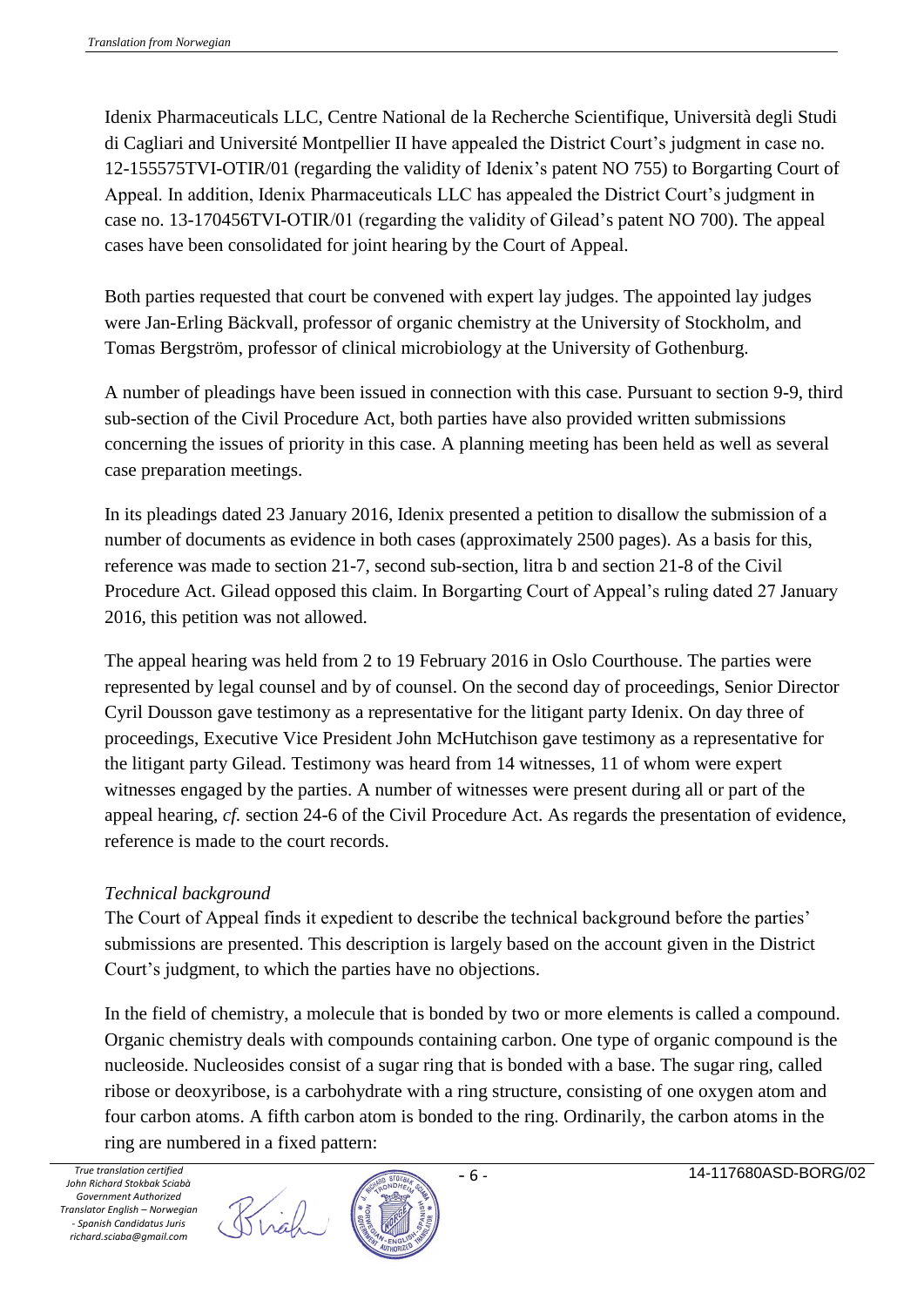Idenix Pharmaceuticals LLC, Centre National de la Recherche Scientifique, Università degli Studi di Cagliari and Université Montpellier II have appealed the District Court's judgment in case no. 12-155575TVI-OTIR/01 (regarding the validity of Idenix's patent NO 755) to Borgarting Court of Appeal. In addition, Idenix Pharmaceuticals LLC has appealed the District Court's judgment in case no. 13-170456TVI-OTIR/01 (regarding the validity of Gilead's patent NO 700). The appeal cases have been consolidated for joint hearing by the Court of Appeal.

Both parties requested that court be convened with expert lay judges. The appointed lay judges were Jan-Erling Bäckvall, professor of organic chemistry at the University of Stockholm, and Tomas Bergström, professor of clinical microbiology at the University of Gothenburg.

A number of pleadings have been issued in connection with this case. Pursuant to section 9-9, third sub-section of the Civil Procedure Act, both parties have also provided written submissions concerning the issues of priority in this case. A planning meeting has been held as well as several case preparation meetings.

In its pleadings dated 23 January 2016, Idenix presented a petition to disallow the submission of a number of documents as evidence in both cases (approximately 2500 pages). As a basis for this, reference was made to section 21-7, second sub-section, litra b and section 21-8 of the Civil Procedure Act. Gilead opposed this claim. In Borgarting Court of Appeal's ruling dated 27 January 2016, this petition was not allowed.

The appeal hearing was held from 2 to 19 February 2016 in Oslo Courthouse. The parties were represented by legal counsel and by of counsel. On the second day of proceedings, Senior Director Cyril Dousson gave testimony as a representative for the litigant party Idenix. On day three of proceedings, Executive Vice President John McHutchison gave testimony as a representative for the litigant party Gilead. Testimony was heard from 14 witnesses, 11 of whom were expert witnesses engaged by the parties. A number of witnesses were present during all or part of the appeal hearing, *cf.* section 24-6 of the Civil Procedure Act. As regards the presentation of evidence, reference is made to the court records.

*Technical background*

The Court of Appeal finds it expedient to describe the technical background before the parties' submissions are presented. This description is largely based on the account given in the District Court's judgment, to which the parties have no objections.

In the field of chemistry, a molecule that is bonded by two or more elements is called a compound. Organic chemistry deals with compounds containing carbon. One type of organic compound is the nucleoside. Nucleosides consist of a sugar ring that is bonded with a base. The sugar ring, called ribose or deoxyribose, is a carbohydrate with a ring structure, consisting of one oxygen atom and four carbon atoms. A fifth carbon atom is bonded to the ring. Ordinarily, the carbon atoms in the ring are numbered in a fixed pattern: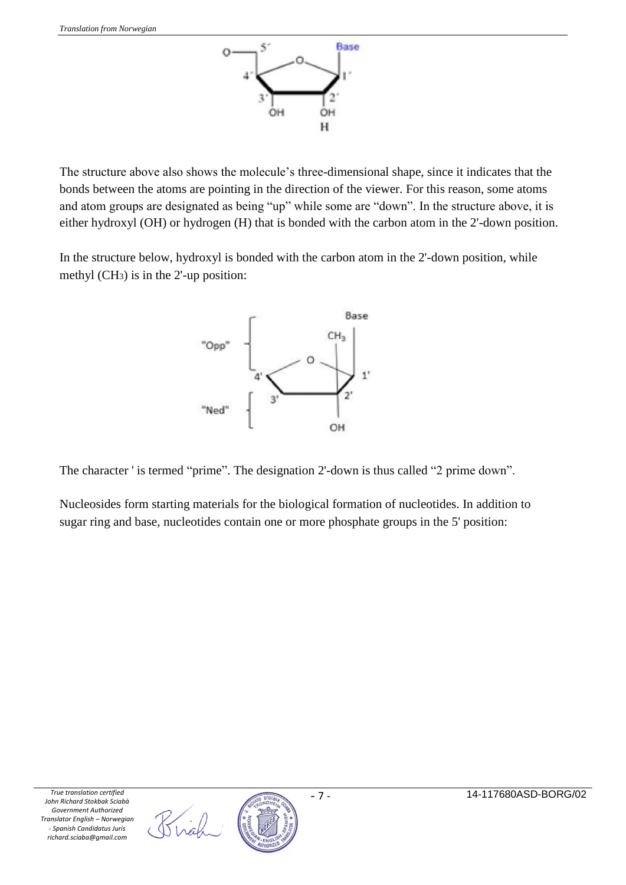The structure above also shows the molecule's three-dimensional shape, since it indicates that the bonds between the atoms are pointing in the direction of the viewer. For this reason, some atoms and atom groups are designated as being "up" while some are "down". In the structure above, it is either hydroxyl (OH) or hydrogen (H) that is bonded with the carbon atom in the 2'-down position.

In the structure below, hydroxyl is bonded with the carbon atom in the 2'-down position, while methyl ($CH_3$) is in the 2'-up position:

The character ' is termed "prime". The designation 2'-down is thus called "2 prime down".

Nucleosides form starting materials for the biological formation of nucleotides. In addition to sugar ring and base, nucleotides contain one or more phosphate groups in the 5' position: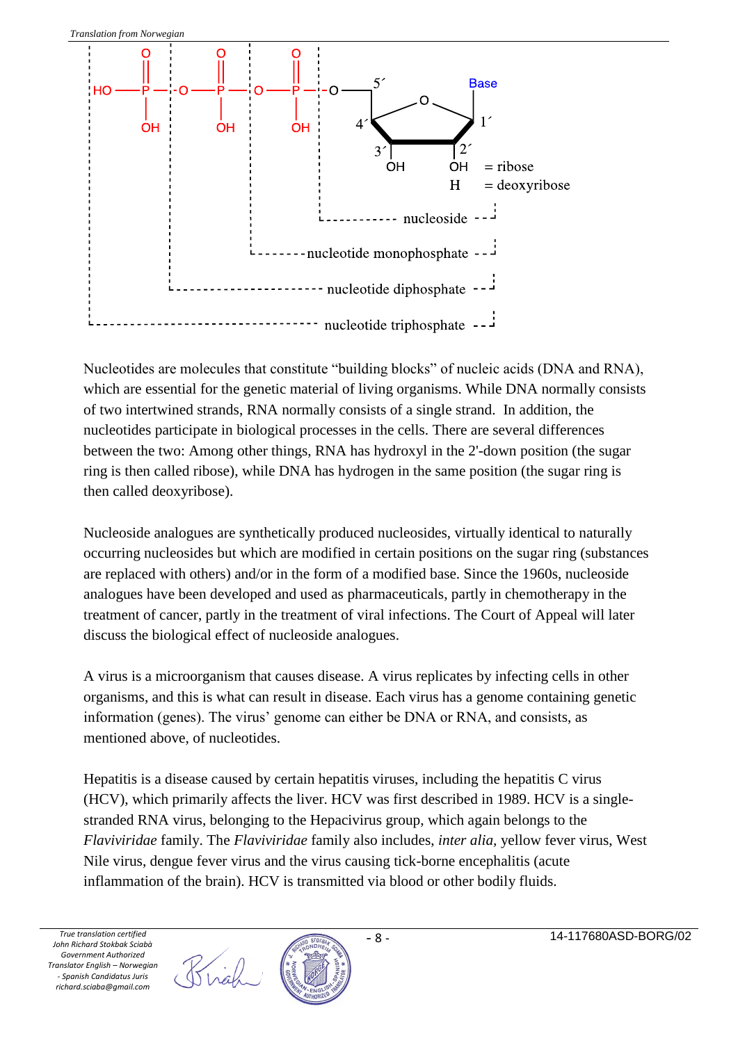Nucleotides are molecules that constitute "building blocks" of nucleic acids (DNA and RNA), which are essential for the genetic material of living organisms. While DNA normally consists of two intertwined strands, RNA normally consists of a single strand. In addition, the nucleotides participate in biological processes in the cells. There are several differences between the two: Among other things, RNA has hydroxyl in the 2'-down position (the sugar ring is then called ribose), while DNA has hydrogen in the same position (the sugar ring is then called deoxyribose).

Nucleoside analogues are synthetically produced nucleosides, virtually identical to naturally occurring nucleosides but which are modified in certain positions on the sugar ring (substances are replaced with others) and/or in the form of a modified base. Since the 1960s, nucleoside analogues have been developed and used as pharmaceuticals, partly in chemotherapy in the treatment of cancer, partly in the treatment of viral infections. The Court of Appeal will later discuss the biological effect of nucleoside analogues.

A virus is a microorganism that causes disease. A virus replicates by infecting cells in other organisms, and this is what can result in disease. Each virus has a genome containing genetic information (genes). The virus' genome can either be DNA or RNA, and consists, as mentioned above, of nucleotides.

Hepatitis is a disease caused by certain hepatitis viruses, including the hepatitis C virus (HCV), which primarily affects the liver. HCV was first described in 1989. HCV is a single-stranded RNA virus, belonging to the Hepacivirus group, which again belongs to the *Flaviviridae* family. The *Flaviviridae* family also includes, *inter alia*, yellow fever virus, West Nile virus, dengue fever virus and the virus causing tick-borne encephalitis (acute inflammation of the brain). HCV is transmitted via blood or other bodily fluids.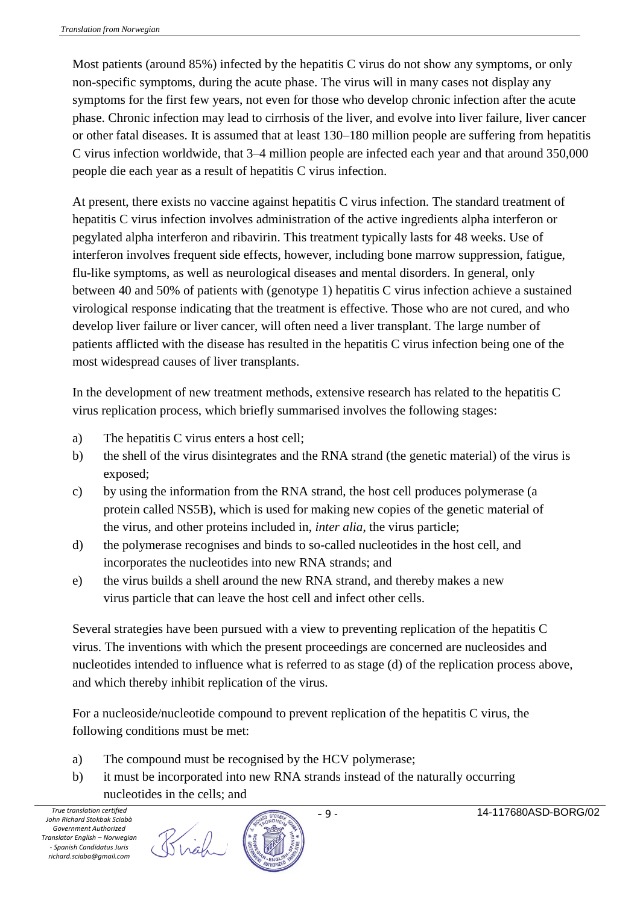Most patients (around 85%) infected by the hepatitis C virus do not show any symptoms, or only non-specific symptoms, during the acute phase. The virus will in many cases not display any symptoms for the first few years, not even for those who develop chronic infection after the acute phase. Chronic infection may lead to cirrhosis of the liver, and evolve into liver failure, liver cancer or other fatal diseases. It is assumed that at least 130–180 million people are suffering from hepatitis C virus infection worldwide, that 3–4 million people are infected each year and that around 350,000 people die each year as a result of hepatitis C virus infection.

At present, there exists no vaccine against hepatitis C virus infection. The standard treatment of hepatitis C virus infection involves administration of the active ingredients alpha interferon or pegylated alpha interferon and ribavirin. This treatment typically lasts for 48 weeks. Use of interferon involves frequent side effects, however, including bone marrow suppression, fatigue, flu-like symptoms, as well as neurological diseases and mental disorders. In general, only between 40 and 50% of patients with (genotype 1) hepatitis C virus infection achieve a sustained virological response indicating that the treatment is effective. Those who are not cured, and who develop liver failure or liver cancer, will often need a liver transplant. The large number of patients afflicted with the disease has resulted in the hepatitis C virus infection being one of the most widespread causes of liver transplants.

In the development of new treatment methods, extensive research has related to the hepatitis C virus replication process, which briefly summarised involves the following stages:

a) The hepatitis C virus enters a host cell;
b) the shell of the virus disintegrates and the RNA strand (the genetic material) of the virus is exposed;
c) by using the information from the RNA strand, the host cell produces polymerase (a protein called NS5B), which is used for making new copies of the genetic material of the virus, and other proteins included in, *inter alia*, the virus particle;
d) the polymerase recognises and binds to so-called nucleotides in the host cell, and incorporates the nucleotides into new RNA strands; and
e) the virus builds a shell around the new RNA strand, and thereby makes a new virus particle that can leave the host cell and infect other cells.

Several strategies have been pursued with a view to preventing replication of the hepatitis C virus. The inventions with which the present proceedings are concerned are nucleosides and nucleotides intended to influence what is referred to as stage (d) of the replication process above, and which thereby inhibit replication of the virus.

For a nucleoside/nucleotide compound to prevent replication of the hepatitis C virus, the following conditions must be met:

a) The compound must be recognised by the HCV polymerase;
b) it must be incorporated into new RNA strands instead of the naturally occurring nucleotides in the cells; and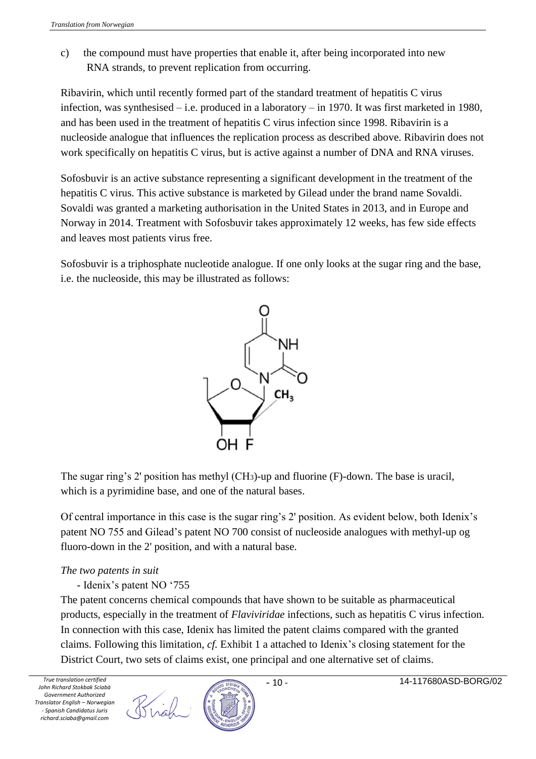c) the compound must have properties that enable it, after being incorporated into new RNA strands, to prevent replication from occurring.

Ribavirin, which until recently formed part of the standard treatment of hepatitis C virus infection, was synthesised – i.e. produced in a laboratory – in 1970. It was first marketed in 1980, and has been used in the treatment of hepatitis C virus infection since 1998. Ribavirin is a nucleoside analogue that influences the replication process as described above. Ribavirin does not work specifically on hepatitis C virus, but is active against a number of DNA and RNA viruses.

Sofosbuvir is an active substance representing a significant development in the treatment of the hepatitis C virus. This active substance is marketed by Gilead under the brand name Sovaldi. Sovaldi was granted a marketing authorisation in the United States in 2013, and in Europe and Norway in 2014. Treatment with Sofosbuvir takes approximately 12 weeks, has few side effects and leaves most patients virus free.

Sofosbuvir is a triphosphate nucleotide analogue. If one only looks at the sugar ring and the base, i.e. the nucleoside, this may be illustrated as follows:

The sugar ring's 2' position has methyl ($CH_3$)-up and fluorine (F)-down. The base is uracil, which is a pyrimidine base, and one of the natural bases.

Of central importance in this case is the sugar ring's 2' position. As evident below, both Idenix's patent NO 755 and Gilead's patent NO 700 consist of nucleoside analogues with methyl-up og fluoro-down in the 2' position, and with a natural base.

*The two patents in suit*

- Idenix's patent NO '755

The patent concerns chemical compounds that have shown to be suitable as pharmaceutical products, especially in the treatment of *Flaviviridae* infections, such as hepatitis C virus infection. In connection with this case, Idenix has limited the patent claims compared with the granted claims. Following this limitation, *cf.* Exhibit 1 a attached to Idenix's closing statement for the District Court, two sets of claims exist, one principal and one alternative set of claims.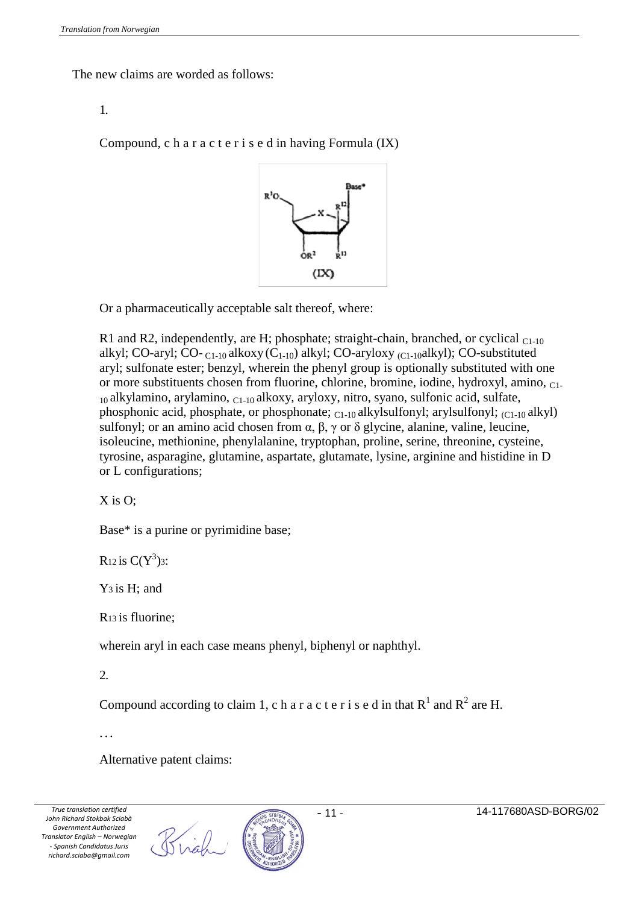The new claims are worded as follows:

1.

Compound, c h a r a c t e r i s e d in having Formula (IX)

Or a pharmaceutically acceptable salt thereof, where:

R1 and R2, independently, are H; phosphate; straight-chain, branched, or cyclical $_{C1-10}$ alkyl; CO-aryl; CO- $_{C1-10}$ alkoxy ($C_{1-10}$) alkyl; CO-aryloxy $_{(C1-10}$alkyl); CO-substituted aryl; sulfonate ester; benzyl, wherein the phenyl group is optionally substituted with one or more substituents chosen from fluorine, chlorine, bromine, iodine, hydroxyl, amino, $_{C1-10}$ alkylamino, arylamino, $_{C1-10}$ alkoxy, aryloxy, nitro, syano, sulfonic acid, sulfate, phosphonic acid, phosphate, or phosphonate; $_{C1-10}$ alkylsulfonyl; arylsulfonyl; $_{(C1-10}$ alkyl) sulfonyl; or an amino acid chosen from α, β, γ or δ glycine, alanine, valine, leucine, isoleucine, methionine, phenylalanine, tryptophan, proline, serine, threonine, cysteine, tyrosine, asparagine, glutamine, aspartate, glutamate, lysine, arginine and histidine in D or L configurations;

X is O;

Base* is a purine or pyrimidine base;

$R_{12}$ is $C(Y^3)_3$:

$Y_3$ is H; and

$R_{13}$ is fluorine;

wherein aryl in each case means phenyl, biphenyl or naphthyl.

2.

Compound according to claim 1, c h a r a c t e r i s e d in that $R^1$ and $R^2$ are H.

…

Alternative patent claims: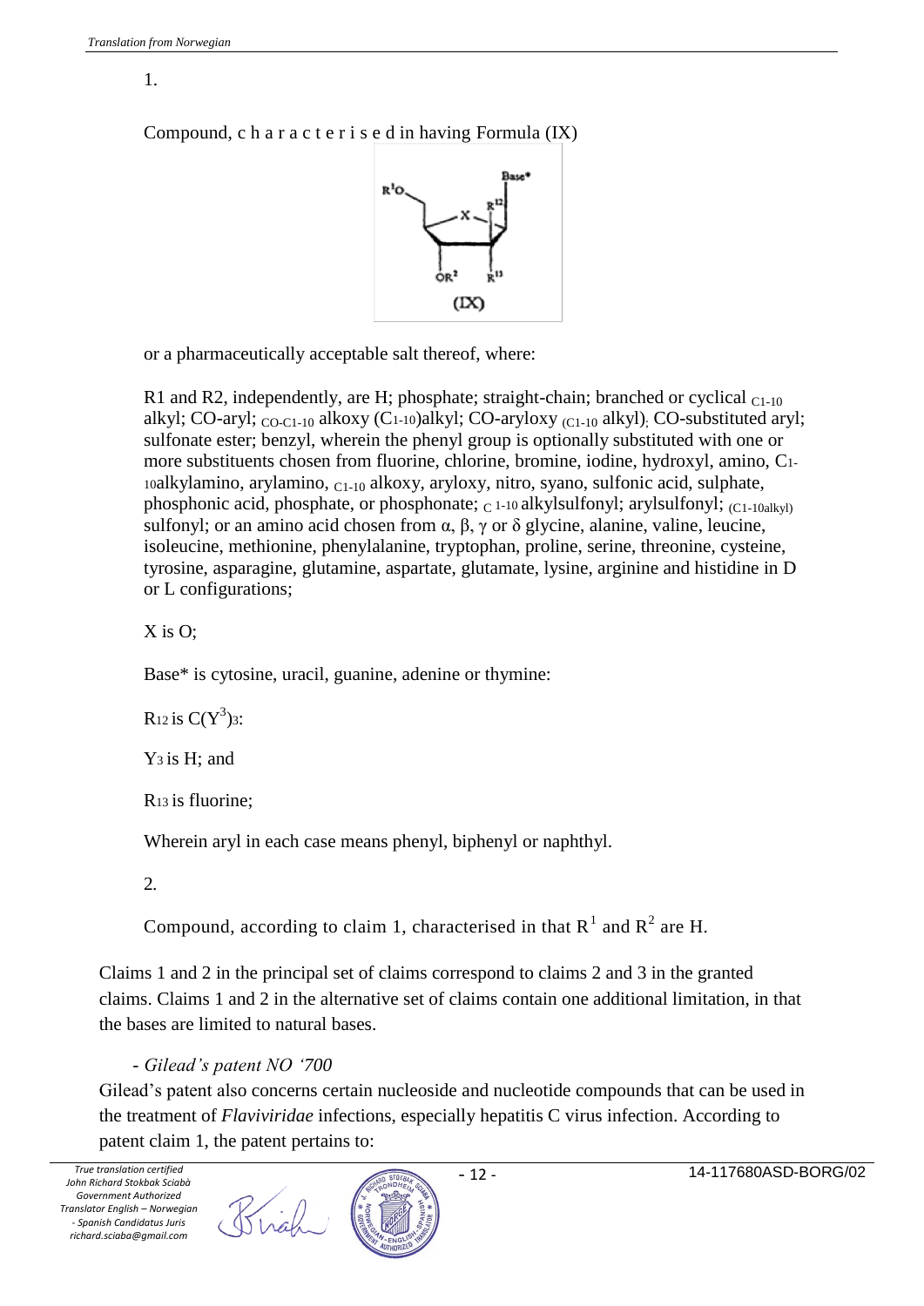1.

Compound, c h a r a c t e r i s e d in having Formula (IX)

or a pharmaceutically acceptable salt thereof, where:

R1 and R2, independently, are H; phosphate; straight-chain; branched or cyclical $_{C1-10}$ alkyl; CO-aryl; $_{CO-C1-10}$ alkoxy ($C_{1-10}$)alkyl; CO-aryloxy $_{(C1-10}$ alkyl); CO-substituted aryl; sulfonate ester; benzyl, wherein the phenyl group is optionally substituted with one or more substituents chosen from fluorine, chlorine, bromine, iodine, hydroxyl, amino, $C_{1-10}$alkylamino, arylamino, $_{C1-10}$ alkoxy, aryloxy, nitro, syano, sulfonic acid, sulphate, phosphonic acid, phosphate, or phosphonate; $_{C\ 1-10}$ alkylsulfonyl; arylsulfonyl; $_{(C1-10alkyl)}$ sulfonyl; or an amino acid chosen from α, β, γ or δ glycine, alanine, valine, leucine, isoleucine, methionine, phenylalanine, tryptophan, proline, serine, threonine, cysteine, tyrosine, asparagine, glutamine, aspartate, glutamate, lysine, arginine and histidine in D or L configurations;

X is O;

Base* is cytosine, uracil, guanine, adenine or thymine:

$R_{12}$ is $C(Y^3)_3$:

$Y_3$ is H; and

$R_{13}$ is fluorine;

Wherein aryl in each case means phenyl, biphenyl or naphthyl.

2.

Compound, according to claim 1, characterised in that $R^1$ and $R^2$ are H.

Claims 1 and 2 in the principal set of claims correspond to claims 2 and 3 in the granted claims. Claims 1 and 2 in the alternative set of claims contain one additional limitation, in that the bases are limited to natural bases.

- *Gilead's patent NO '700*

Gilead's patent also concerns certain nucleoside and nucleotide compounds that can be used in the treatment of *Flaviviridae* infections, especially hepatitis C virus infection. According to patent claim 1, the patent pertains to: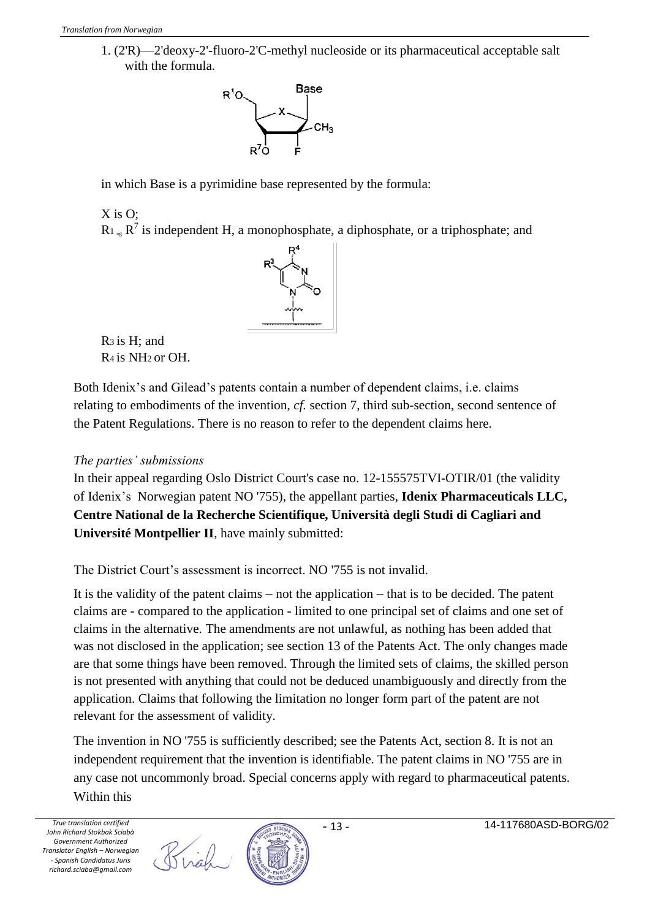1. (2'R)—2'deoxy-2'-fluoro-2'C-methyl nucleoside or its pharmaceutical acceptable salt with the formula.

in which Base is a pyrimidine base represented by the formula:

X is O;
$R_1$ og $R^7$ is independent H, a monophosphate, a diphosphate, or a triphosphate; and

$R_3$ is H; and
$R_4$ is $NH_2$ or OH.

Both Idenix's and Gilead's patents contain a number of dependent claims, i.e. claims relating to embodiments of the invention, *cf.* section 7, third sub-section, second sentence of the Patent Regulations. There is no reason to refer to the dependent claims here.

*The parties' submissions*

In their appeal regarding Oslo District Court's case no. 12-155575TVI-OTIR/01 (the validity of Idenix's Norwegian patent NO '755), the appellant parties, **Idenix Pharmaceuticals LLC, Centre National de la Recherche Scientifique, Università degli Studi di Cagliari and Université Montpellier II**, have mainly submitted:

The District Court's assessment is incorrect. NO '755 is not invalid.

It is the validity of the patent claims – not the application – that is to be decided. The patent claims are - compared to the application - limited to one principal set of claims and one set of claims in the alternative. The amendments are not unlawful, as nothing has been added that was not disclosed in the application; see section 13 of the Patents Act. The only changes made are that some things have been removed. Through the limited sets of claims, the skilled person is not presented with anything that could not be deduced unambiguously and directly from the application. Claims that following the limitation no longer form part of the patent are not relevant for the assessment of validity.

The invention in NO '755 is sufficiently described; see the Patents Act, section 8. It is not an independent requirement that the invention is identifiable. The patent claims in NO '755 are in any case not uncommonly broad. Special concerns apply with regard to pharmaceutical patents. Within this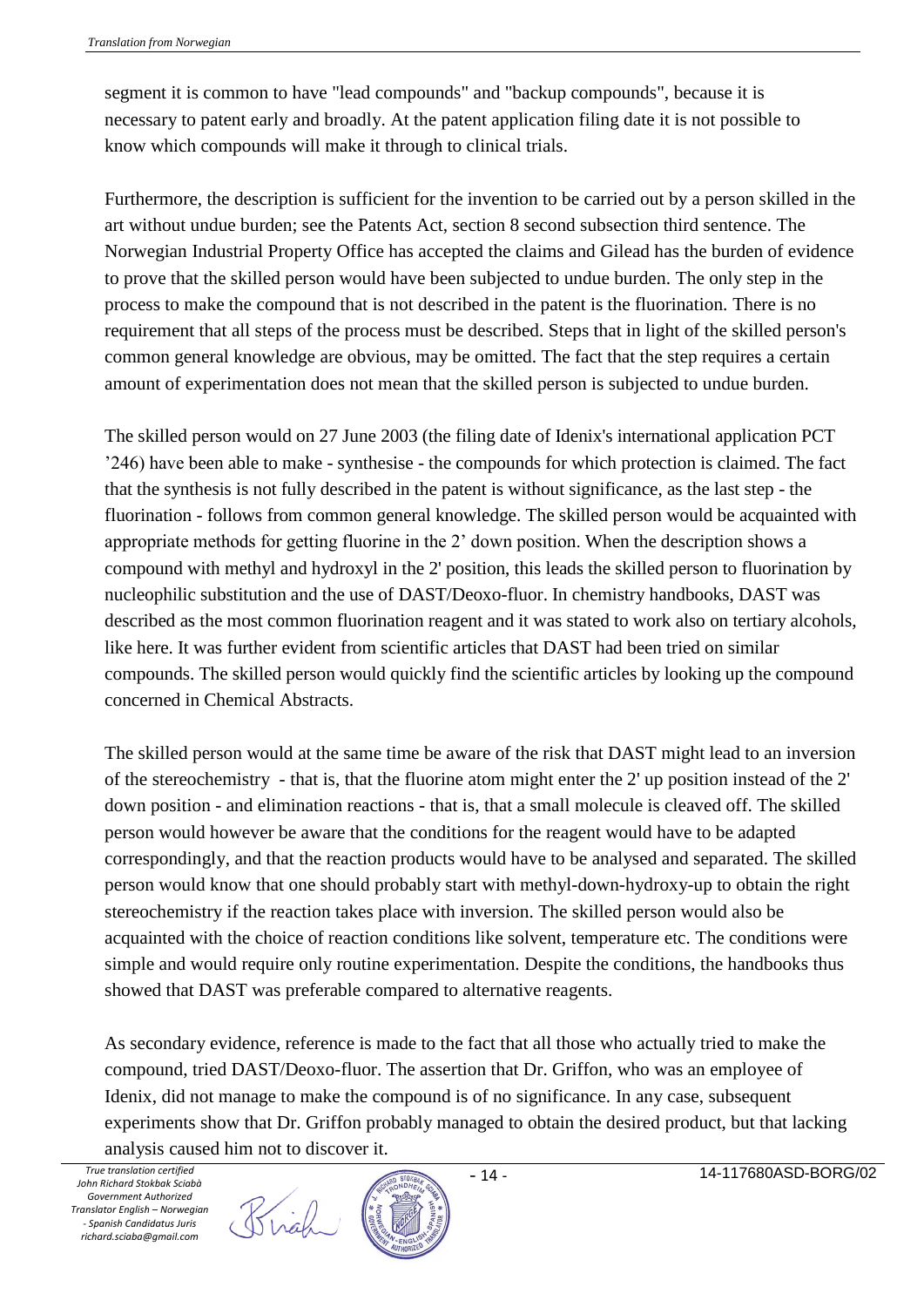segment it is common to have "lead compounds" and "backup compounds", because it is necessary to patent early and broadly. At the patent application filing date it is not possible to know which compounds will make it through to clinical trials.

Furthermore, the description is sufficient for the invention to be carried out by a person skilled in the art without undue burden; see the Patents Act, section 8 second subsection third sentence. The Norwegian Industrial Property Office has accepted the claims and Gilead has the burden of evidence to prove that the skilled person would have been subjected to undue burden. The only step in the process to make the compound that is not described in the patent is the fluorination. There is no requirement that all steps of the process must be described. Steps that in light of the skilled person's common general knowledge are obvious, may be omitted. The fact that the step requires a certain amount of experimentation does not mean that the skilled person is subjected to undue burden.

The skilled person would on 27 June 2003 (the filing date of Idenix's international application PCT '246) have been able to make - synthesise - the compounds for which protection is claimed. The fact that the synthesis is not fully described in the patent is without significance, as the last step - the fluorination - follows from common general knowledge. The skilled person would be acquainted with appropriate methods for getting fluorine in the 2' down position. When the description shows a compound with methyl and hydroxyl in the 2' position, this leads the skilled person to fluorination by nucleophilic substitution and the use of DAST/Deoxo-fluor. In chemistry handbooks, DAST was described as the most common fluorination reagent and it was stated to work also on tertiary alcohols, like here. It was further evident from scientific articles that DAST had been tried on similar compounds. The skilled person would quickly find the scientific articles by looking up the compound concerned in Chemical Abstracts.

The skilled person would at the same time be aware of the risk that DAST might lead to an inversion of the stereochemistry - that is, that the fluorine atom might enter the 2' up position instead of the 2' down position - and elimination reactions - that is, that a small molecule is cleaved off. The skilled person would however be aware that the conditions for the reagent would have to be adapted correspondingly, and that the reaction products would have to be analysed and separated. The skilled person would know that one should probably start with methyl-down-hydroxy-up to obtain the right stereochemistry if the reaction takes place with inversion. The skilled person would also be acquainted with the choice of reaction conditions like solvent, temperature etc. The conditions were simple and would require only routine experimentation. Despite the conditions, the handbooks thus showed that DAST was preferable compared to alternative reagents.

As secondary evidence, reference is made to the fact that all those who actually tried to make the compound, tried DAST/Deoxo-fluor. The assertion that Dr. Griffon, who was an employee of Idenix, did not manage to make the compound is of no significance. In any case, subsequent experiments show that Dr. Griffon probably managed to obtain the desired product, but that lacking analysis caused him not to discover it.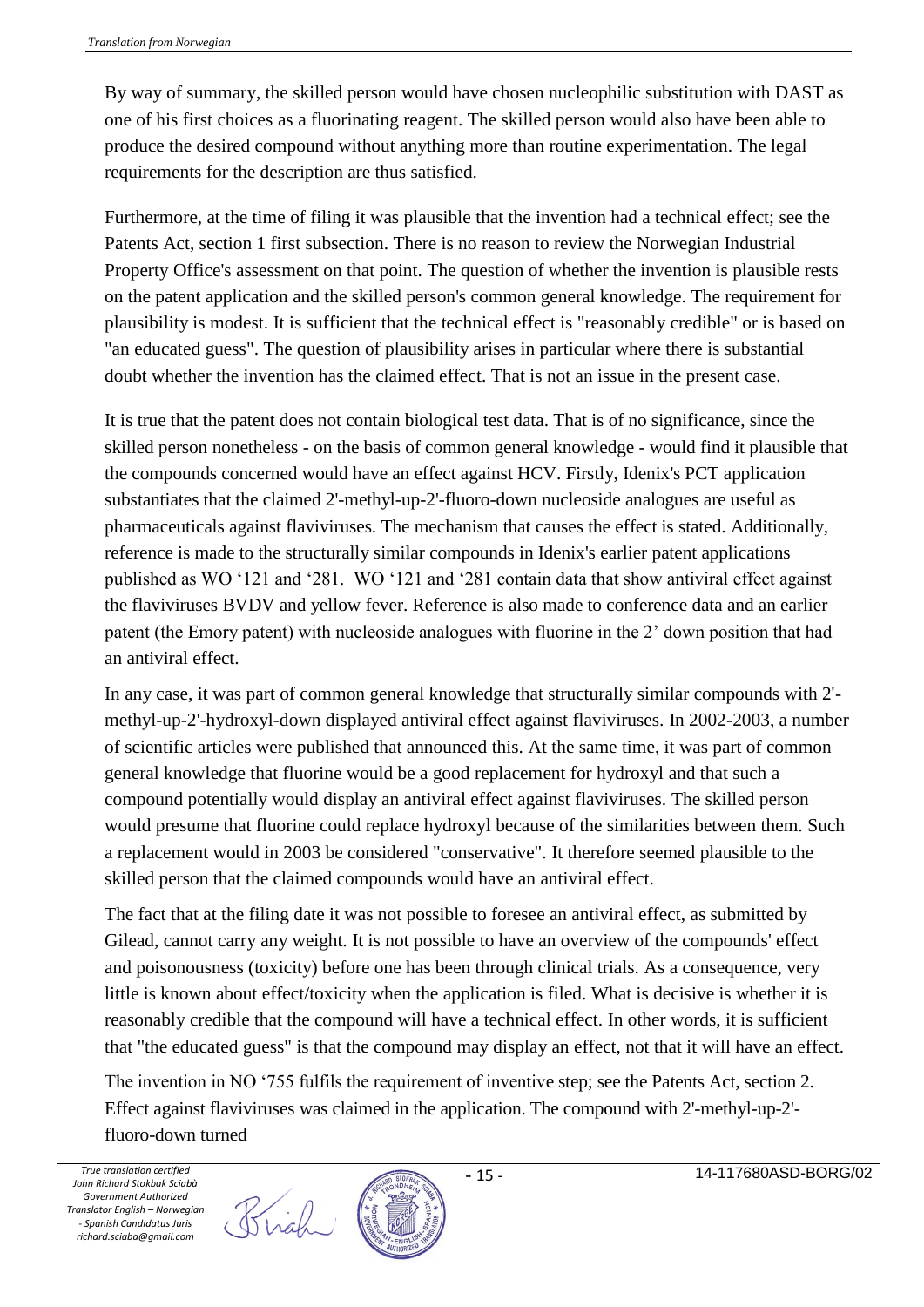By way of summary, the skilled person would have chosen nucleophilic substitution with DAST as one of his first choices as a fluorinating reagent. The skilled person would also have been able to produce the desired compound without anything more than routine experimentation. The legal requirements for the description are thus satisfied.

Furthermore, at the time of filing it was plausible that the invention had a technical effect; see the Patents Act, section 1 first subsection. There is no reason to review the Norwegian Industrial Property Office's assessment on that point. The question of whether the invention is plausible rests on the patent application and the skilled person's common general knowledge. The requirement for plausibility is modest. It is sufficient that the technical effect is "reasonably credible" or is based on "an educated guess". The question of plausibility arises in particular where there is substantial doubt whether the invention has the claimed effect. That is not an issue in the present case.

It is true that the patent does not contain biological test data. That is of no significance, since the skilled person nonetheless - on the basis of common general knowledge - would find it plausible that the compounds concerned would have an effect against HCV. Firstly, Idenix's PCT application substantiates that the claimed 2'-methyl-up-2'-fluoro-down nucleoside analogues are useful as pharmaceuticals against flaviviruses. The mechanism that causes the effect is stated. Additionally, reference is made to the structurally similar compounds in Idenix's earlier patent applications published as WO '121 and '281. WO '121 and '281 contain data that show antiviral effect against the flaviviruses BVDV and yellow fever. Reference is also made to conference data and an earlier patent (the Emory patent) with nucleoside analogues with fluorine in the 2' down position that had an antiviral effect.

In any case, it was part of common general knowledge that structurally similar compounds with 2'-methyl-up-2'-hydroxyl-down displayed antiviral effect against flaviviruses. In 2002-2003, a number of scientific articles were published that announced this. At the same time, it was part of common general knowledge that fluorine would be a good replacement for hydroxyl and that such a compound potentially would display an antiviral effect against flaviviruses. The skilled person would presume that fluorine could replace hydroxyl because of the similarities between them. Such a replacement would in 2003 be considered "conservative". It therefore seemed plausible to the skilled person that the claimed compounds would have an antiviral effect.

The fact that at the filing date it was not possible to foresee an antiviral effect, as submitted by Gilead, cannot carry any weight. It is not possible to have an overview of the compounds' effect and poisonousness (toxicity) before one has been through clinical trials. As a consequence, very little is known about effect/toxicity when the application is filed. What is decisive is whether it is reasonably credible that the compound will have a technical effect. In other words, it is sufficient that "the educated guess" is that the compound may display an effect, not that it will have an effect.

The invention in NO '755 fulfils the requirement of inventive step; see the Patents Act, section 2. Effect against flaviviruses was claimed in the application. The compound with 2'-methyl-up-2'-fluoro-down turned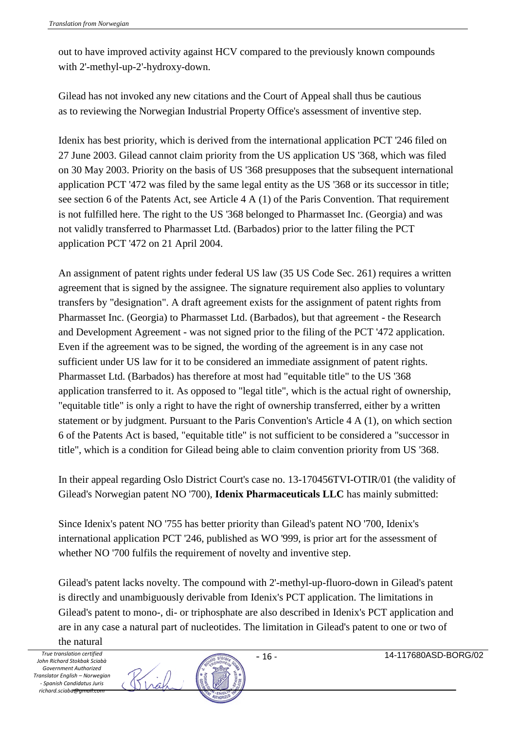out to have improved activity against HCV compared to the previously known compounds with 2'-methyl-up-2'-hydroxy-down.

Gilead has not invoked any new citations and the Court of Appeal shall thus be cautious as to reviewing the Norwegian Industrial Property Office's assessment of inventive step.

Idenix has best priority, which is derived from the international application PCT '246 filed on 27 June 2003. Gilead cannot claim priority from the US application US '368, which was filed on 30 May 2003. Priority on the basis of US '368 presupposes that the subsequent international application PCT '472 was filed by the same legal entity as the US '368 or its successor in title; see section 6 of the Patents Act, see Article 4 A (1) of the Paris Convention. That requirement is not fulfilled here. The right to the US '368 belonged to Pharmasset Inc. (Georgia) and was not validly transferred to Pharmasset Ltd. (Barbados) prior to the latter filing the PCT application PCT '472 on 21 April 2004.

An assignment of patent rights under federal US law (35 US Code Sec. 261) requires a written agreement that is signed by the assignee. The signature requirement also applies to voluntary transfers by "designation". A draft agreement exists for the assignment of patent rights from Pharmasset Inc. (Georgia) to Pharmasset Ltd. (Barbados), but that agreement - the Research and Development Agreement - was not signed prior to the filing of the PCT '472 application. Even if the agreement was to be signed, the wording of the agreement is in any case not sufficient under US law for it to be considered an immediate assignment of patent rights. Pharmasset Ltd. (Barbados) has therefore at most had "equitable title" to the US '368 application transferred to it. As opposed to "legal title", which is the actual right of ownership, "equitable title" is only a right to have the right of ownership transferred, either by a written statement or by judgment. Pursuant to the Paris Convention's Article 4 A (1), on which section 6 of the Patents Act is based, "equitable title" is not sufficient to be considered a "successor in title", which is a condition for Gilead being able to claim convention priority from US '368.

In their appeal regarding Oslo District Court's case no. 13-170456TVI-OTIR/01 (the validity of Gilead's Norwegian patent NO '700), **Idenix Pharmaceuticals LLC** has mainly submitted:

Since Idenix's patent NO '755 has better priority than Gilead's patent NO '700, Idenix's international application PCT '246, published as WO '999, is prior art for the assessment of whether NO '700 fulfils the requirement of novelty and inventive step.

Gilead's patent lacks novelty. The compound with 2'-methyl-up-fluoro-down in Gilead's patent is directly and unambiguously derivable from Idenix's PCT application. The limitations in Gilead's patent to mono-, di- or triphosphate are also described in Idenix's PCT application and are in any case a natural part of nucleotides. The limitation in Gilead's patent to one or two of the natural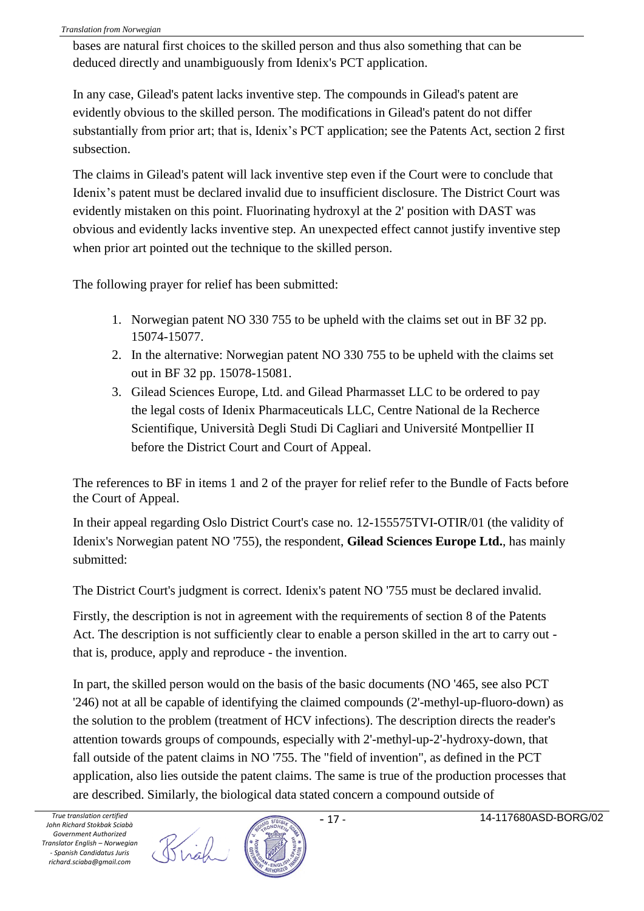bases are natural first choices to the skilled person and thus also something that can be deduced directly and unambiguously from Idenix's PCT application.

In any case, Gilead's patent lacks inventive step. The compounds in Gilead's patent are evidently obvious to the skilled person. The modifications in Gilead's patent do not differ substantially from prior art; that is, Idenix's PCT application; see the Patents Act, section 2 first subsection.

The claims in Gilead's patent will lack inventive step even if the Court were to conclude that Idenix's patent must be declared invalid due to insufficient disclosure. The District Court was evidently mistaken on this point. Fluorinating hydroxyl at the 2' position with DAST was obvious and evidently lacks inventive step. An unexpected effect cannot justify inventive step when prior art pointed out the technique to the skilled person.

The following prayer for relief has been submitted:

1. Norwegian patent NO 330 755 to be upheld with the claims set out in BF 32 pp. 15074-15077.
2. In the alternative: Norwegian patent NO 330 755 to be upheld with the claims set out in BF 32 pp. 15078-15081.
3. Gilead Sciences Europe, Ltd. and Gilead Pharmasset LLC to be ordered to pay the legal costs of Idenix Pharmaceuticals LLC, Centre National de la Recherce Scientifique, Università Degli Studi Di Cagliari and Université Montpellier II before the District Court and Court of Appeal.

The references to BF in items 1 and 2 of the prayer for relief refer to the Bundle of Facts before the Court of Appeal.

In their appeal regarding Oslo District Court's case no. 12-155575TVI-OTIR/01 (the validity of Idenix's Norwegian patent NO '755), the respondent, **Gilead Sciences Europe Ltd.**, has mainly submitted:

The District Court's judgment is correct. Idenix's patent NO '755 must be declared invalid.

Firstly, the description is not in agreement with the requirements of section 8 of the Patents Act. The description is not sufficiently clear to enable a person skilled in the art to carry out - that is, produce, apply and reproduce - the invention.

In part, the skilled person would on the basis of the basic documents (NO '465, see also PCT '246) not at all be capable of identifying the claimed compounds (2'-methyl-up-fluoro-down) as the solution to the problem (treatment of HCV infections). The description directs the reader's attention towards groups of compounds, especially with 2'-methyl-up-2'-hydroxy-down, that fall outside of the patent claims in NO '755. The "field of invention", as defined in the PCT application, also lies outside the patent claims. The same is true of the production processes that are described. Similarly, the biological data stated concern a compound outside of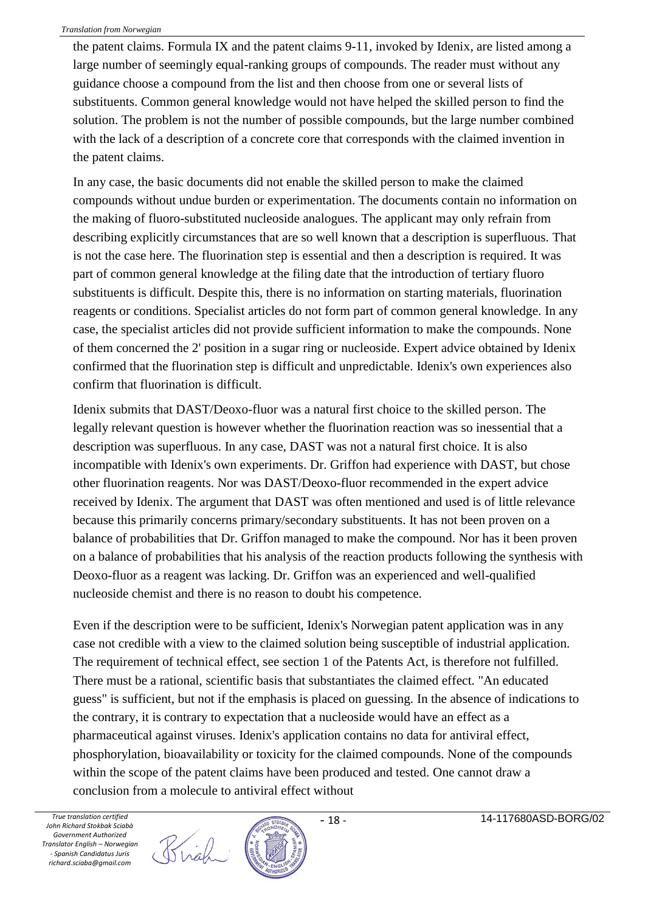the patent claims. Formula IX and the patent claims 9-11, invoked by Idenix, are listed among a large number of seemingly equal-ranking groups of compounds. The reader must without any guidance choose a compound from the list and then choose from one or several lists of substituents. Common general knowledge would not have helped the skilled person to find the solution. The problem is not the number of possible compounds, but the large number combined with the lack of a description of a concrete core that corresponds with the claimed invention in the patent claims.

In any case, the basic documents did not enable the skilled person to make the claimed compounds without undue burden or experimentation. The documents contain no information on the making of fluoro-substituted nucleoside analogues. The applicant may only refrain from describing explicitly circumstances that are so well known that a description is superfluous. That is not the case here. The fluorination step is essential and then a description is required. It was part of common general knowledge at the filing date that the introduction of tertiary fluoro substituents is difficult. Despite this, there is no information on starting materials, fluorination reagents or conditions. Specialist articles do not form part of common general knowledge. In any case, the specialist articles did not provide sufficient information to make the compounds. None of them concerned the 2' position in a sugar ring or nucleoside. Expert advice obtained by Idenix confirmed that the fluorination step is difficult and unpredictable. Idenix's own experiences also confirm that fluorination is difficult.

Idenix submits that DAST/Deoxo-fluor was a natural first choice to the skilled person. The legally relevant question is however whether the fluorination reaction was so inessential that a description was superfluous. In any case, DAST was not a natural first choice. It is also incompatible with Idenix's own experiments. Dr. Griffon had experience with DAST, but chose other fluorination reagents. Nor was DAST/Deoxo-fluor recommended in the expert advice received by Idenix. The argument that DAST was often mentioned and used is of little relevance because this primarily concerns primary/secondary substituents. It has not been proven on a balance of probabilities that Dr. Griffon managed to make the compound. Nor has it been proven on a balance of probabilities that his analysis of the reaction products following the synthesis with Deoxo-fluor as a reagent was lacking. Dr. Griffon was an experienced and well-qualified nucleoside chemist and there is no reason to doubt his competence.

Even if the description were to be sufficient, Idenix's Norwegian patent application was in any case not credible with a view to the claimed solution being susceptible of industrial application. The requirement of technical effect, see section 1 of the Patents Act, is therefore not fulfilled. There must be a rational, scientific basis that substantiates the claimed effect. "An educated guess" is sufficient, but not if the emphasis is placed on guessing. In the absence of indications to the contrary, it is contrary to expectation that a nucleoside would have an effect as a pharmaceutical against viruses. Idenix's application contains no data for antiviral effect, phosphorylation, bioavailability or toxicity for the claimed compounds. None of the compounds within the scope of the patent claims have been produced and tested. One cannot draw a conclusion from a molecule to antiviral effect without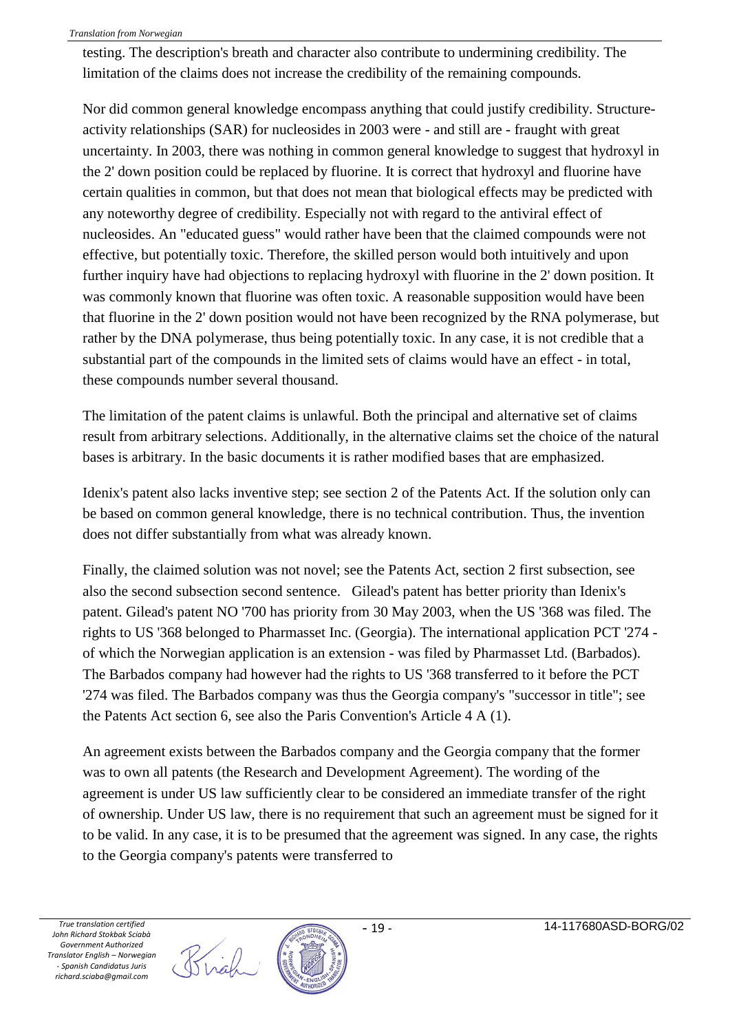testing. The description's breath and character also contribute to undermining credibility. The limitation of the claims does not increase the credibility of the remaining compounds.

Nor did common general knowledge encompass anything that could justify credibility. Structure-activity relationships (SAR) for nucleosides in 2003 were - and still are - fraught with great uncertainty. In 2003, there was nothing in common general knowledge to suggest that hydroxyl in the 2' down position could be replaced by fluorine. It is correct that hydroxyl and fluorine have certain qualities in common, but that does not mean that biological effects may be predicted with any noteworthy degree of credibility. Especially not with regard to the antiviral effect of nucleosides. An "educated guess" would rather have been that the claimed compounds were not effective, but potentially toxic. Therefore, the skilled person would both intuitively and upon further inquiry have had objections to replacing hydroxyl with fluorine in the 2' down position. It was commonly known that fluorine was often toxic. A reasonable supposition would have been that fluorine in the 2' down position would not have been recognized by the RNA polymerase, but rather by the DNA polymerase, thus being potentially toxic. In any case, it is not credible that a substantial part of the compounds in the limited sets of claims would have an effect - in total, these compounds number several thousand.

The limitation of the patent claims is unlawful. Both the principal and alternative set of claims result from arbitrary selections. Additionally, in the alternative claims set the choice of the natural bases is arbitrary. In the basic documents it is rather modified bases that are emphasized.

Idenix's patent also lacks inventive step; see section 2 of the Patents Act. If the solution only can be based on common general knowledge, there is no technical contribution. Thus, the invention does not differ substantially from what was already known.

Finally, the claimed solution was not novel; see the Patents Act, section 2 first subsection, see also the second subsection second sentence. Gilead's patent has better priority than Idenix's patent. Gilead's patent NO '700 has priority from 30 May 2003, when the US '368 was filed. The rights to US '368 belonged to Pharmasset Inc. (Georgia). The international application PCT '274 - of which the Norwegian application is an extension - was filed by Pharmasset Ltd. (Barbados). The Barbados company had however had the rights to US '368 transferred to it before the PCT '274 was filed. The Barbados company was thus the Georgia company's "successor in title"; see the Patents Act section 6, see also the Paris Convention's Article 4 A (1).

An agreement exists between the Barbados company and the Georgia company that the former was to own all patents (the Research and Development Agreement). The wording of the agreement is under US law sufficiently clear to be considered an immediate transfer of the right of ownership. Under US law, there is no requirement that such an agreement must be signed for it to be valid. In any case, it is to be presumed that the agreement was signed. In any case, the rights to the Georgia company's patents were transferred to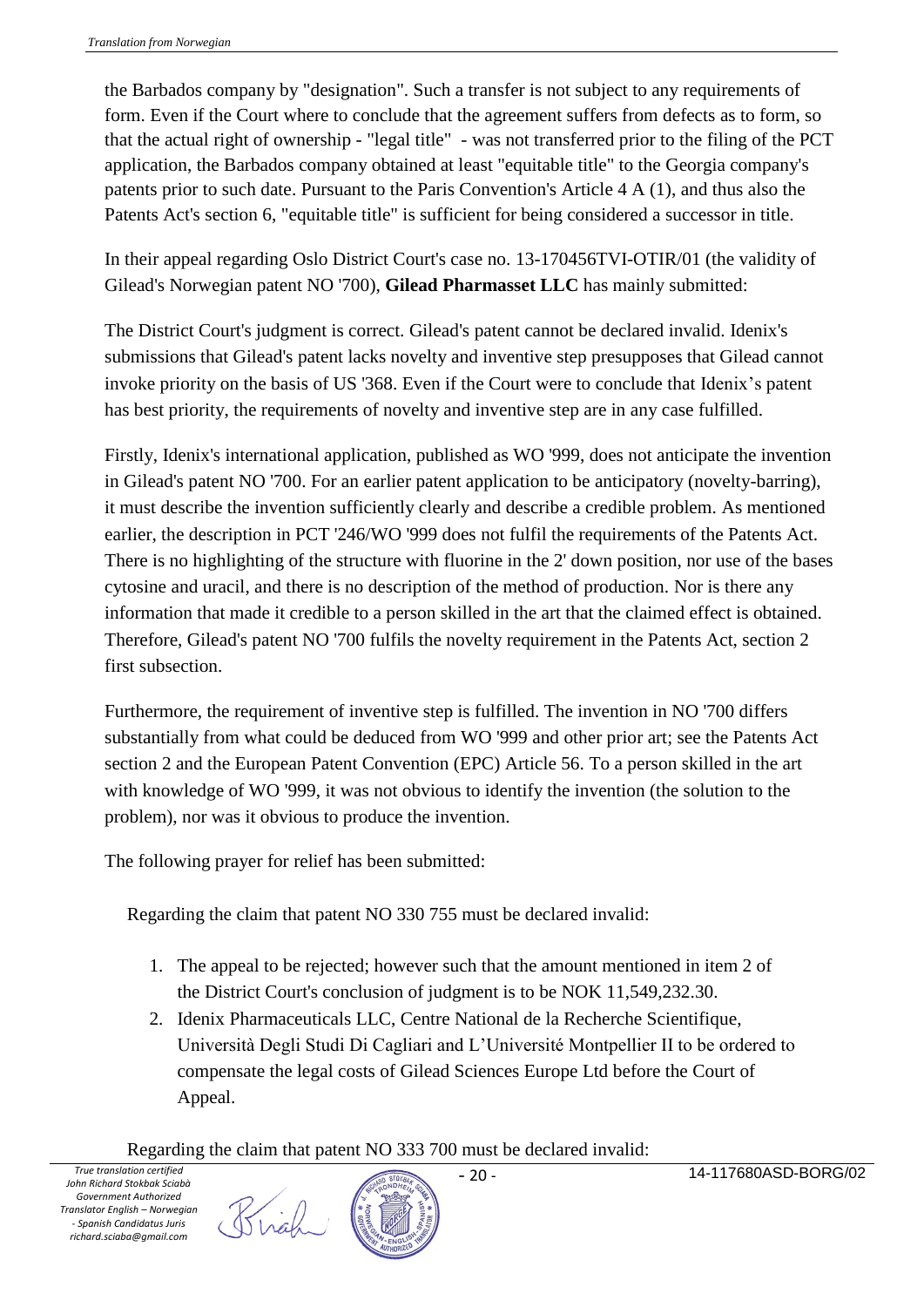the Barbados company by "designation". Such a transfer is not subject to any requirements of form. Even if the Court where to conclude that the agreement suffers from defects as to form, so that the actual right of ownership - "legal title" - was not transferred prior to the filing of the PCT application, the Barbados company obtained at least "equitable title" to the Georgia company's patents prior to such date. Pursuant to the Paris Convention's Article 4 A (1), and thus also the Patents Act's section 6, "equitable title" is sufficient for being considered a successor in title.

In their appeal regarding Oslo District Court's case no. 13-170456TVI-OTIR/01 (the validity of Gilead's Norwegian patent NO '700), **Gilead Pharmasset LLC** has mainly submitted:

The District Court's judgment is correct. Gilead's patent cannot be declared invalid. Idenix's submissions that Gilead's patent lacks novelty and inventive step presupposes that Gilead cannot invoke priority on the basis of US '368. Even if the Court were to conclude that Idenix's patent has best priority, the requirements of novelty and inventive step are in any case fulfilled.

Firstly, Idenix's international application, published as WO '999, does not anticipate the invention in Gilead's patent NO '700. For an earlier patent application to be anticipatory (novelty-barring), it must describe the invention sufficiently clearly and describe a credible problem. As mentioned earlier, the description in PCT '246/WO '999 does not fulfil the requirements of the Patents Act. There is no highlighting of the structure with fluorine in the 2' down position, nor use of the bases cytosine and uracil, and there is no description of the method of production. Nor is there any information that made it credible to a person skilled in the art that the claimed effect is obtained. Therefore, Gilead's patent NO '700 fulfils the novelty requirement in the Patents Act, section 2 first subsection.

Furthermore, the requirement of inventive step is fulfilled. The invention in NO '700 differs substantially from what could be deduced from WO '999 and other prior art; see the Patents Act section 2 and the European Patent Convention (EPC) Article 56. To a person skilled in the art with knowledge of WO '999, it was not obvious to identify the invention (the solution to the problem), nor was it obvious to produce the invention.

The following prayer for relief has been submitted:

Regarding the claim that patent NO 330 755 must be declared invalid:

1. The appeal to be rejected; however such that the amount mentioned in item 2 of the District Court's conclusion of judgment is to be NOK 11,549,232.30.
2. Idenix Pharmaceuticals LLC, Centre National de la Recherche Scientifique, Università Degli Studi Di Cagliari and L'Université Montpellier II to be ordered to compensate the legal costs of Gilead Sciences Europe Ltd before the Court of Appeal.

Regarding the claim that patent NO 333 700 must be declared invalid: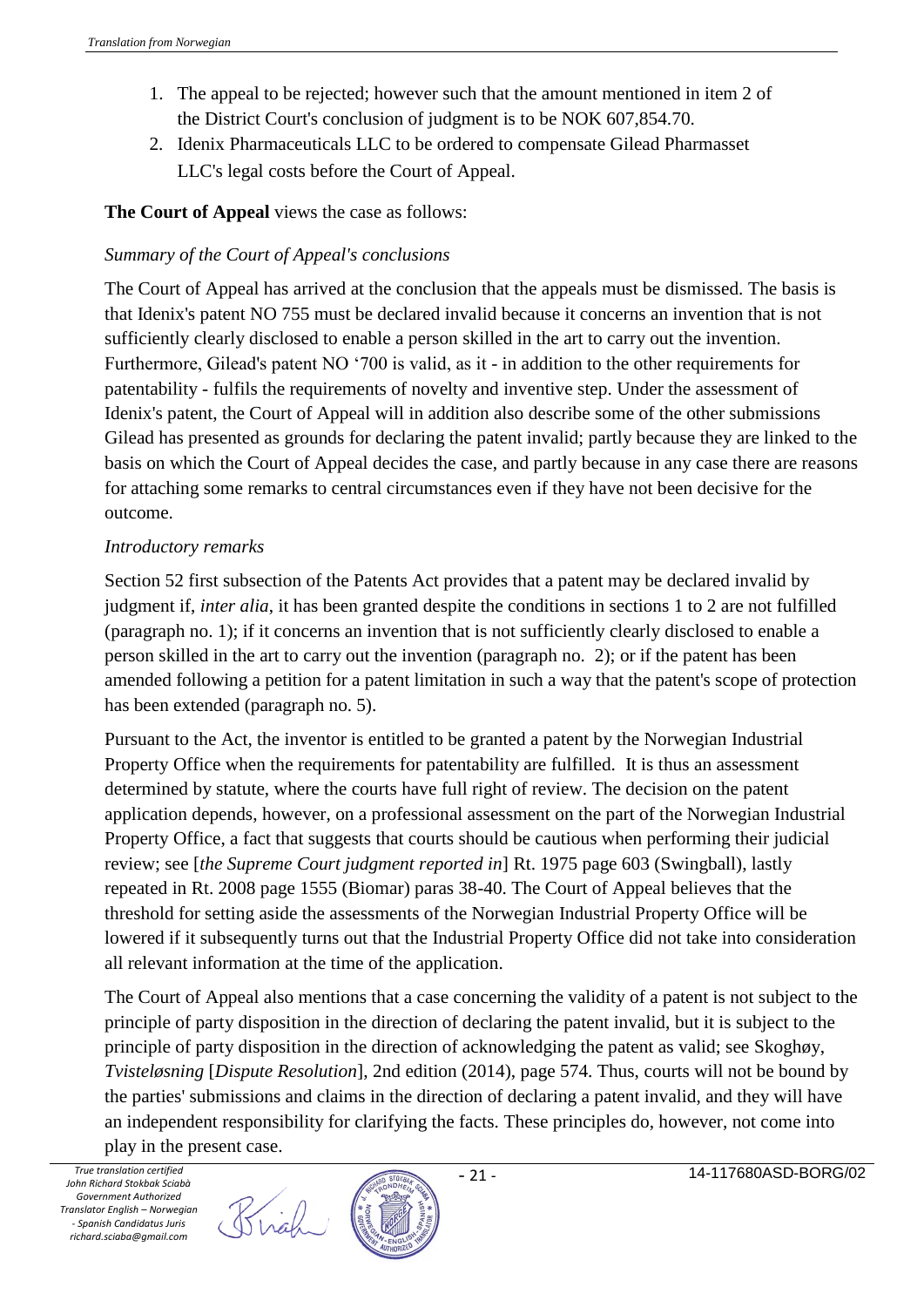1. The appeal to be rejected; however such that the amount mentioned in item 2 of the District Court's conclusion of judgment is to be NOK 607,854.70.
2. Idenix Pharmaceuticals LLC to be ordered to compensate Gilead Pharmasset LLC's legal costs before the Court of Appeal.

**The Court of Appeal** views the case as follows:

*Summary of the Court of Appeal's conclusions*

The Court of Appeal has arrived at the conclusion that the appeals must be dismissed. The basis is that Idenix's patent NO 755 must be declared invalid because it concerns an invention that is not sufficiently clearly disclosed to enable a person skilled in the art to carry out the invention. Furthermore, Gilead's patent NO '700 is valid, as it - in addition to the other requirements for patentability - fulfils the requirements of novelty and inventive step. Under the assessment of Idenix's patent, the Court of Appeal will in addition also describe some of the other submissions Gilead has presented as grounds for declaring the patent invalid; partly because they are linked to the basis on which the Court of Appeal decides the case, and partly because in any case there are reasons for attaching some remarks to central circumstances even if they have not been decisive for the outcome.

*Introductory remarks*

Section 52 first subsection of the Patents Act provides that a patent may be declared invalid by judgment if, *inter alia*, it has been granted despite the conditions in sections 1 to 2 are not fulfilled (paragraph no. 1); if it concerns an invention that is not sufficiently clearly disclosed to enable a person skilled in the art to carry out the invention (paragraph no. 2); or if the patent has been amended following a petition for a patent limitation in such a way that the patent's scope of protection has been extended (paragraph no. 5).

Pursuant to the Act, the inventor is entitled to be granted a patent by the Norwegian Industrial Property Office when the requirements for patentability are fulfilled. It is thus an assessment determined by statute, where the courts have full right of review. The decision on the patent application depends, however, on a professional assessment on the part of the Norwegian Industrial Property Office, a fact that suggests that courts should be cautious when performing their judicial review; see [*the Supreme Court judgment reported in*] Rt. 1975 page 603 (Swingball), lastly repeated in Rt. 2008 page 1555 (Biomar) paras 38-40. The Court of Appeal believes that the threshold for setting aside the assessments of the Norwegian Industrial Property Office will be lowered if it subsequently turns out that the Industrial Property Office did not take into consideration all relevant information at the time of the application.

The Court of Appeal also mentions that a case concerning the validity of a patent is not subject to the principle of party disposition in the direction of declaring the patent invalid, but it is subject to the principle of party disposition in the direction of acknowledging the patent as valid; see Skoghøy, *Tvisteløsning* [*Dispute Resolution*], 2nd edition (2014), page 574. Thus, courts will not be bound by the parties' submissions and claims in the direction of declaring a patent invalid, and they will have an independent responsibility for clarifying the facts. These principles do, however, not come into play in the present case.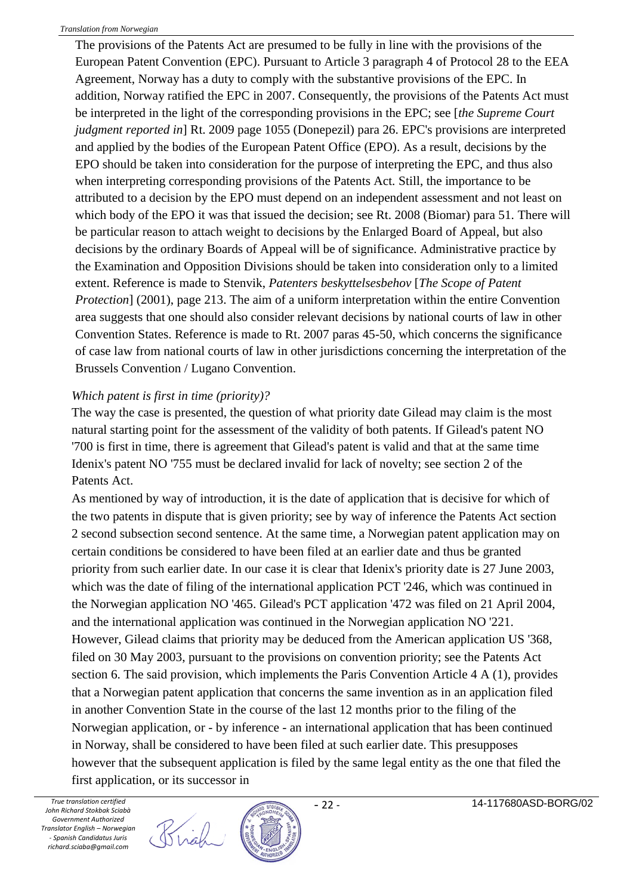The provisions of the Patents Act are presumed to be fully in line with the provisions of the European Patent Convention (EPC). Pursuant to Article 3 paragraph 4 of Protocol 28 to the EEA Agreement, Norway has a duty to comply with the substantive provisions of the EPC. In addition, Norway ratified the EPC in 2007. Consequently, the provisions of the Patents Act must be interpreted in the light of the corresponding provisions in the EPC; see [*the Supreme Court judgment reported in*] Rt. 2009 page 1055 (Donepezil) para 26. EPC's provisions are interpreted and applied by the bodies of the European Patent Office (EPO). As a result, decisions by the EPO should be taken into consideration for the purpose of interpreting the EPC, and thus also when interpreting corresponding provisions of the Patents Act. Still, the importance to be attributed to a decision by the EPO must depend on an independent assessment and not least on which body of the EPO it was that issued the decision; see Rt. 2008 (Biomar) para 51. There will be particular reason to attach weight to decisions by the Enlarged Board of Appeal, but also decisions by the ordinary Boards of Appeal will be of significance. Administrative practice by the Examination and Opposition Divisions should be taken into consideration only to a limited extent. Reference is made to Stenvik, *Patenters beskyttelsesbehov* [*The Scope of Patent Protection*] (2001), page 213. The aim of a uniform interpretation within the entire Convention area suggests that one should also consider relevant decisions by national courts of law in other Convention States. Reference is made to Rt. 2007 paras 45-50, which concerns the significance of case law from national courts of law in other jurisdictions concerning the interpretation of the Brussels Convention / Lugano Convention.

*Which patent is first in time (priority)?*

The way the case is presented, the question of what priority date Gilead may claim is the most natural starting point for the assessment of the validity of both patents. If Gilead's patent NO '700 is first in time, there is agreement that Gilead's patent is valid and that at the same time Idenix's patent NO '755 must be declared invalid for lack of novelty; see section 2 of the Patents Act.

As mentioned by way of introduction, it is the date of application that is decisive for which of the two patents in dispute that is given priority; see by way of inference the Patents Act section 2 second subsection second sentence. At the same time, a Norwegian patent application may on certain conditions be considered to have been filed at an earlier date and thus be granted priority from such earlier date. In our case it is clear that Idenix's priority date is 27 June 2003, which was the date of filing of the international application PCT '246, which was continued in the Norwegian application NO '465. Gilead's PCT application '472 was filed on 21 April 2004, and the international application was continued in the Norwegian application NO '221. However, Gilead claims that priority may be deduced from the American application US '368, filed on 30 May 2003, pursuant to the provisions on convention priority; see the Patents Act section 6. The said provision, which implements the Paris Convention Article 4 A (1), provides that a Norwegian patent application that concerns the same invention as in an application filed in another Convention State in the course of the last 12 months prior to the filing of the Norwegian application, or - by inference - an international application that has been continued in Norway, shall be considered to have been filed at such earlier date. This presupposes however that the subsequent application is filed by the same legal entity as the one that filed the first application, or its successor in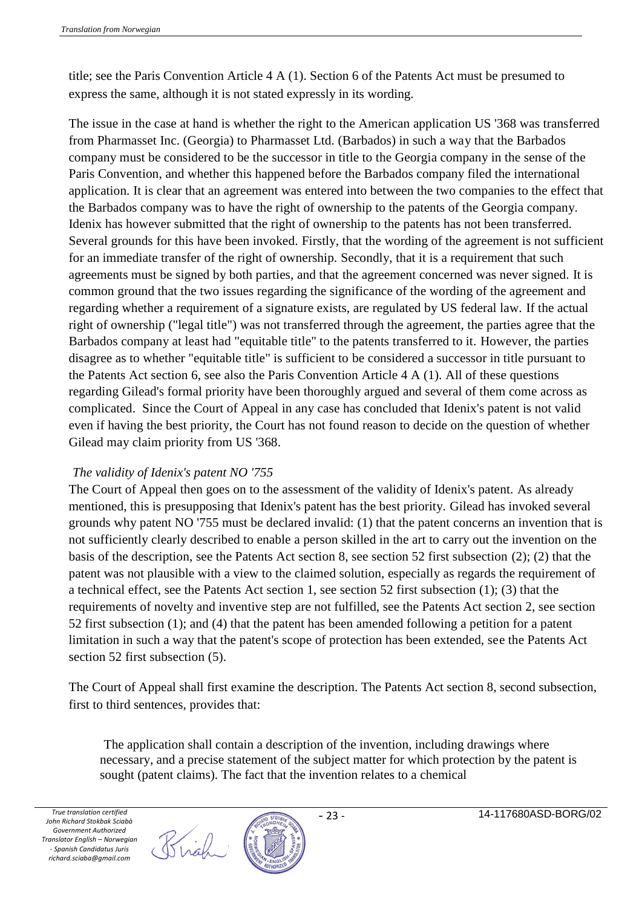title; see the Paris Convention Article 4 A (1). Section 6 of the Patents Act must be presumed to express the same, although it is not stated expressly in its wording.

The issue in the case at hand is whether the right to the American application US '368 was transferred from Pharmasset Inc. (Georgia) to Pharmasset Ltd. (Barbados) in such a way that the Barbados company must be considered to be the successor in title to the Georgia company in the sense of the Paris Convention, and whether this happened before the Barbados company filed the international application. It is clear that an agreement was entered into between the two companies to the effect that the Barbados company was to have the right of ownership to the patents of the Georgia company. Idenix has however submitted that the right of ownership to the patents has not been transferred. Several grounds for this have been invoked. Firstly, that the wording of the agreement is not sufficient for an immediate transfer of the right of ownership. Secondly, that it is a requirement that such agreements must be signed by both parties, and that the agreement concerned was never signed. It is common ground that the two issues regarding the significance of the wording of the agreement and regarding whether a requirement of a signature exists, are regulated by US federal law. If the actual right of ownership ("legal title") was not transferred through the agreement, the parties agree that the Barbados company at least had "equitable title" to the patents transferred to it. However, the parties disagree as to whether "equitable title" is sufficient to be considered a successor in title pursuant to the Patents Act section 6, see also the Paris Convention Article 4 A (1). All of these questions regarding Gilead's formal priority have been thoroughly argued and several of them come across as complicated. Since the Court of Appeal in any case has concluded that Idenix's patent is not valid even if having the best priority, the Court has not found reason to decide on the question of whether Gilead may claim priority from US '368.

*The validity of Idenix's patent NO '755*

The Court of Appeal then goes on to the assessment of the validity of Idenix's patent. As already mentioned, this is presupposing that Idenix's patent has the best priority. Gilead has invoked several grounds why patent NO '755 must be declared invalid: (1) that the patent concerns an invention that is not sufficiently clearly described to enable a person skilled in the art to carry out the invention on the basis of the description, see the Patents Act section 8, see section 52 first subsection (2); (2) that the patent was not plausible with a view to the claimed solution, especially as regards the requirement of a technical effect, see the Patents Act section 1, see section 52 first subsection (1); (3) that the requirements of novelty and inventive step are not fulfilled, see the Patents Act section 2, see section 52 first subsection (1); and (4) that the patent has been amended following a petition for a patent limitation in such a way that the patent's scope of protection has been extended, see the Patents Act section 52 first subsection (5).

The Court of Appeal shall first examine the description. The Patents Act section 8, second subsection, first to third sentences, provides that:

> The application shall contain a description of the invention, including drawings where necessary, and a precise statement of the subject matter for which protection by the patent is sought (patent claims). The fact that the invention relates to a chemical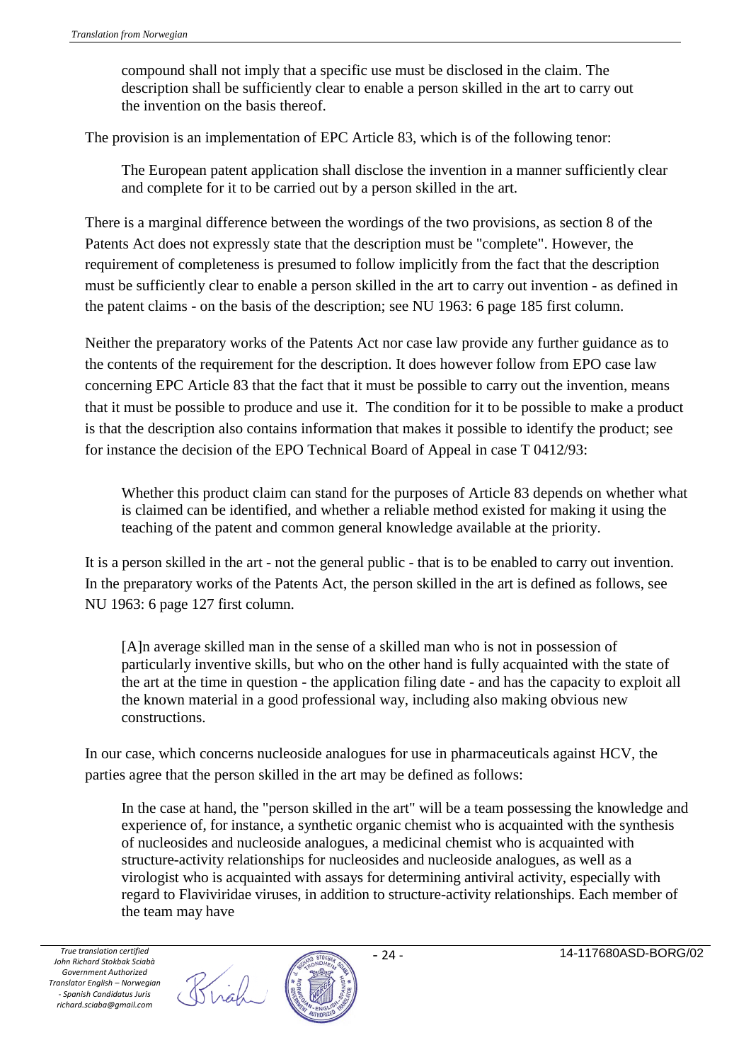compound shall not imply that a specific use must be disclosed in the claim. The description shall be sufficiently clear to enable a person skilled in the art to carry out the invention on the basis thereof.

The provision is an implementation of EPC Article 83, which is of the following tenor:

> The European patent application shall disclose the invention in a manner sufficiently clear and complete for it to be carried out by a person skilled in the art.

There is a marginal difference between the wordings of the two provisions, as section 8 of the Patents Act does not expressly state that the description must be "complete". However, the requirement of completeness is presumed to follow implicitly from the fact that the description must be sufficiently clear to enable a person skilled in the art to carry out invention - as defined in the patent claims - on the basis of the description; see NU 1963: 6 page 185 first column.

Neither the preparatory works of the Patents Act nor case law provide any further guidance as to the contents of the requirement for the description. It does however follow from EPO case law concerning EPC Article 83 that the fact that it must be possible to carry out the invention, means that it must be possible to produce and use it. The condition for it to be possible to make a product is that the description also contains information that makes it possible to identify the product; see for instance the decision of the EPO Technical Board of Appeal in case T 0412/93:

> Whether this product claim can stand for the purposes of Article 83 depends on whether what is claimed can be identified, and whether a reliable method existed for making it using the teaching of the patent and common general knowledge available at the priority.

It is a person skilled in the art - not the general public - that is to be enabled to carry out invention. In the preparatory works of the Patents Act, the person skilled in the art is defined as follows, see NU 1963: 6 page 127 first column.

> [A]n average skilled man in the sense of a skilled man who is not in possession of particularly inventive skills, but who on the other hand is fully acquainted with the state of the art at the time in question - the application filing date - and has the capacity to exploit all the known material in a good professional way, including also making obvious new constructions.

In our case, which concerns nucleoside analogues for use in pharmaceuticals against HCV, the parties agree that the person skilled in the art may be defined as follows:

> In the case at hand, the "person skilled in the art" will be a team possessing the knowledge and experience of, for instance, a synthetic organic chemist who is acquainted with the synthesis of nucleosides and nucleoside analogues, a medicinal chemist who is acquainted with structure-activity relationships for nucleosides and nucleoside analogues, as well as a virologist who is acquainted with assays for determining antiviral activity, especially with regard to Flaviviridae viruses, in addition to structure-activity relationships. Each member of the team may have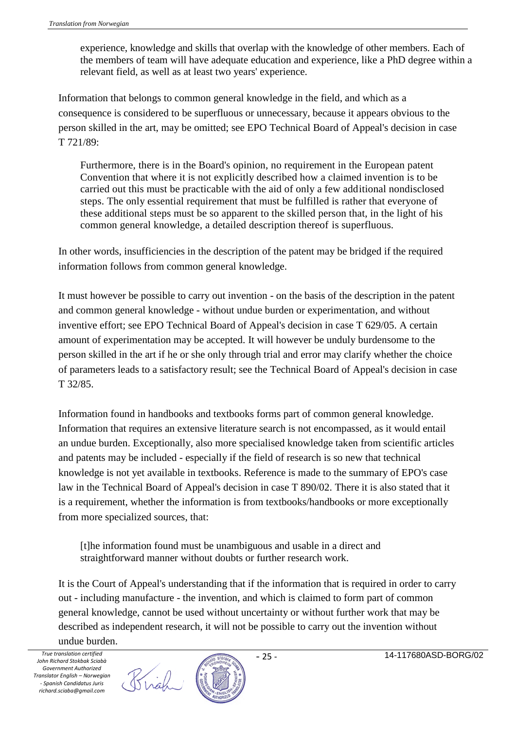> experience, knowledge and skills that overlap with the knowledge of other members. Each of the members of team will have adequate education and experience, like a PhD degree within a relevant field, as well as at least two years' experience.

Information that belongs to common general knowledge in the field, and which as a consequence is considered to be superfluous or unnecessary, because it appears obvious to the person skilled in the art, may be omitted; see EPO Technical Board of Appeal's decision in case T 721/89:

> Furthermore, there is in the Board's opinion, no requirement in the European patent Convention that where it is not explicitly described how a claimed invention is to be carried out this must be practicable with the aid of only a few additional nondisclosed steps. The only essential requirement that must be fulfilled is rather that everyone of these additional steps must be so apparent to the skilled person that, in the light of his common general knowledge, a detailed description thereof is superfluous.

In other words, insufficiencies in the description of the patent may be bridged if the required information follows from common general knowledge.

It must however be possible to carry out invention - on the basis of the description in the patent and common general knowledge - without undue burden or experimentation, and without inventive effort; see EPO Technical Board of Appeal's decision in case T 629/05. A certain amount of experimentation may be accepted. It will however be unduly burdensome to the person skilled in the art if he or she only through trial and error may clarify whether the choice of parameters leads to a satisfactory result; see the Technical Board of Appeal's decision in case T 32/85.

Information found in handbooks and textbooks forms part of common general knowledge. Information that requires an extensive literature search is not encompassed, as it would entail an undue burden. Exceptionally, also more specialised knowledge taken from scientific articles and patents may be included - especially if the field of research is so new that technical knowledge is not yet available in textbooks. Reference is made to the summary of EPO's case law in the Technical Board of Appeal's decision in case T 890/02. There it is also stated that it is a requirement, whether the information is from textbooks/handbooks or more exceptionally from more specialized sources, that:

> [t]he information found must be unambiguous and usable in a direct and straightforward manner without doubts or further research work.

It is the Court of Appeal's understanding that if the information that is required in order to carry out - including manufacture - the invention, and which is claimed to form part of common general knowledge, cannot be used without uncertainty or without further work that may be described as independent research, it will not be possible to carry out the invention without undue burden.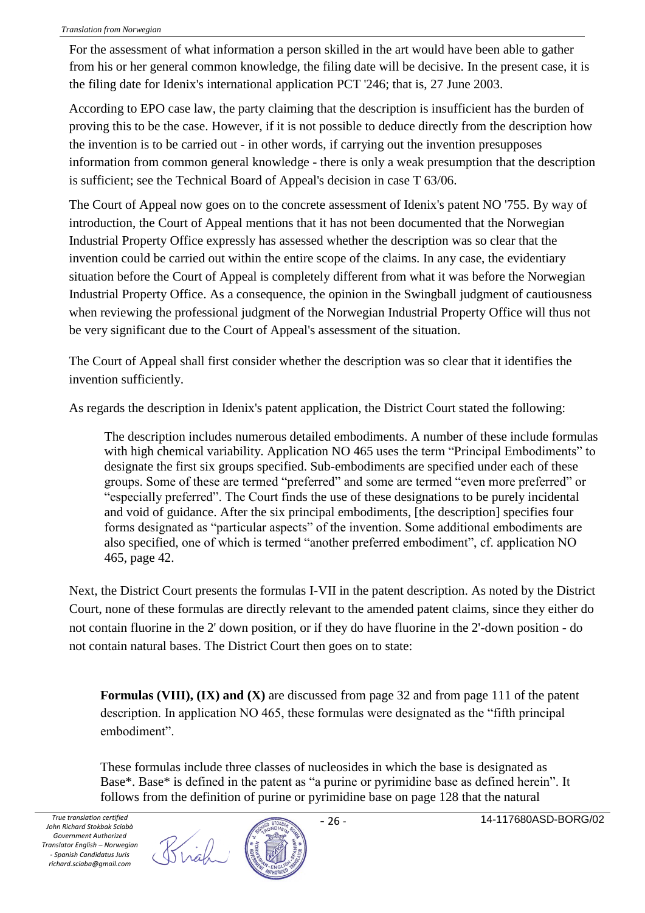For the assessment of what information a person skilled in the art would have been able to gather from his or her general common knowledge, the filing date will be decisive. In the present case, it is the filing date for Idenix's international application PCT '246; that is, 27 June 2003.

According to EPO case law, the party claiming that the description is insufficient has the burden of proving this to be the case. However, if it is not possible to deduce directly from the description how the invention is to be carried out - in other words, if carrying out the invention presupposes information from common general knowledge - there is only a weak presumption that the description is sufficient; see the Technical Board of Appeal's decision in case T 63/06.

The Court of Appeal now goes on to the concrete assessment of Idenix's patent NO '755. By way of introduction, the Court of Appeal mentions that it has not been documented that the Norwegian Industrial Property Office expressly has assessed whether the description was so clear that the invention could be carried out within the entire scope of the claims. In any case, the evidentiary situation before the Court of Appeal is completely different from what it was before the Norwegian Industrial Property Office. As a consequence, the opinion in the Swingball judgment of cautiousness when reviewing the professional judgment of the Norwegian Industrial Property Office will thus not be very significant due to the Court of Appeal's assessment of the situation.

The Court of Appeal shall first consider whether the description was so clear that it identifies the invention sufficiently.

As regards the description in Idenix's patent application, the District Court stated the following:

> The description includes numerous detailed embodiments. A number of these include formulas with high chemical variability. Application NO 465 uses the term "Principal Embodiments" to designate the first six groups specified. Sub-embodiments are specified under each of these groups. Some of these are termed "preferred" and some are termed "even more preferred" or "especially preferred". The Court finds the use of these designations to be purely incidental and void of guidance. After the six principal embodiments, [the description] specifies four forms designated as "particular aspects" of the invention. Some additional embodiments are also specified, one of which is termed "another preferred embodiment", cf. application NO 465, page 42.

Next, the District Court presents the formulas I-VII in the patent description. As noted by the District Court, none of these formulas are directly relevant to the amended patent claims, since they either do not contain fluorine in the 2' down position, or if they do have fluorine in the 2'-down position - do not contain natural bases. The District Court then goes on to state:

> **Formulas (VIII), (IX) and (X)** are discussed from page 32 and from page 111 of the patent description. In application NO 465, these formulas were designated as the "fifth principal embodiment".
>
> These formulas include three classes of nucleosides in which the base is designated as Base*. Base* is defined in the patent as "a purine or pyrimidine base as defined herein". It follows from the definition of purine or pyrimidine base on page 128 that the natural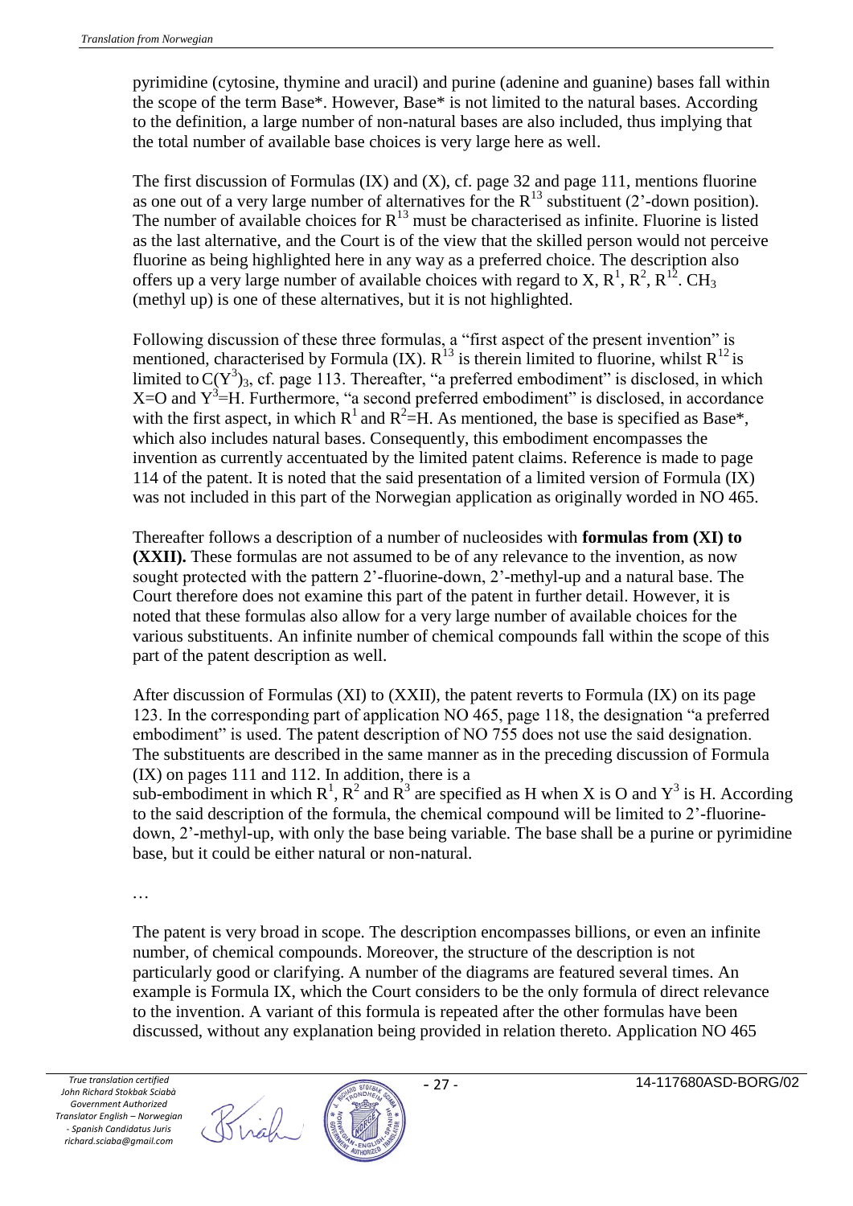pyrimidine (cytosine, thymine and uracil) and purine (adenine and guanine) bases fall within the scope of the term Base*. However, Base* is not limited to the natural bases. According to the definition, a large number of non-natural bases are also included, thus implying that the total number of available base choices is very large here as well.

The first discussion of Formulas (IX) and (X), cf. page 32 and page 111, mentions fluorine as one out of a very large number of alternatives for the $R^{13}$ substituent (2'-down position). The number of available choices for $R^{13}$ must be characterised as infinite. Fluorine is listed as the last alternative, and the Court is of the view that the skilled person would not perceive fluorine as being highlighted here in any way as a preferred choice. The description also offers up a very large number of available choices with regard to X, $R^1$, $R^2$, $R^{12}$. $CH_3$ (methyl up) is one of these alternatives, but it is not highlighted.

Following discussion of these three formulas, a "first aspect of the present invention" is mentioned, characterised by Formula (IX). $R^{13}$ is therein limited to fluorine, whilst $R^{12}$ is limited to $C(Y^3)_3$, cf. page 113. Thereafter, "a preferred embodiment" is disclosed, in which X=O and $Y^3$=H. Furthermore, "a second preferred embodiment" is disclosed, in accordance with the first aspect, in which $R^1$ and $R^2$=H. As mentioned, the base is specified as Base*, which also includes natural bases. Consequently, this embodiment encompasses the invention as currently accentuated by the limited patent claims. Reference is made to page 114 of the patent. It is noted that the said presentation of a limited version of Formula (IX) was not included in this part of the Norwegian application as originally worded in NO 465.

Thereafter follows a description of a number of nucleosides with **formulas from (XI) to (XXII).** These formulas are not assumed to be of any relevance to the invention, as now sought protected with the pattern 2'-fluorine-down, 2'-methyl-up and a natural base. The Court therefore does not examine this part of the patent in further detail. However, it is noted that these formulas also allow for a very large number of available choices for the various substituents. An infinite number of chemical compounds fall within the scope of this part of the patent description as well.

After discussion of Formulas (XI) to (XXII), the patent reverts to Formula (IX) on its page 123. In the corresponding part of application NO 465, page 118, the designation "a preferred embodiment" is used. The patent description of NO 755 does not use the said designation. The substituents are described in the same manner as in the preceding discussion of Formula (IX) on pages 111 and 112. In addition, there is a sub-embodiment in which $R^1$, $R^2$ and $R^3$ are specified as H when X is O and $Y^3$ is H. According to the said description of the formula, the chemical compound will be limited to 2'-fluorine-down, 2'-methyl-up, with only the base being variable. The base shall be a purine or pyrimidine base, but it could be either natural or non-natural.

…

The patent is very broad in scope. The description encompasses billions, or even an infinite number, of chemical compounds. Moreover, the structure of the description is not particularly good or clarifying. A number of the diagrams are featured several times. An example is Formula IX, which the Court considers to be the only formula of direct relevance to the invention. A variant of this formula is repeated after the other formulas have been discussed, without any explanation being provided in relation thereto. Application NO 465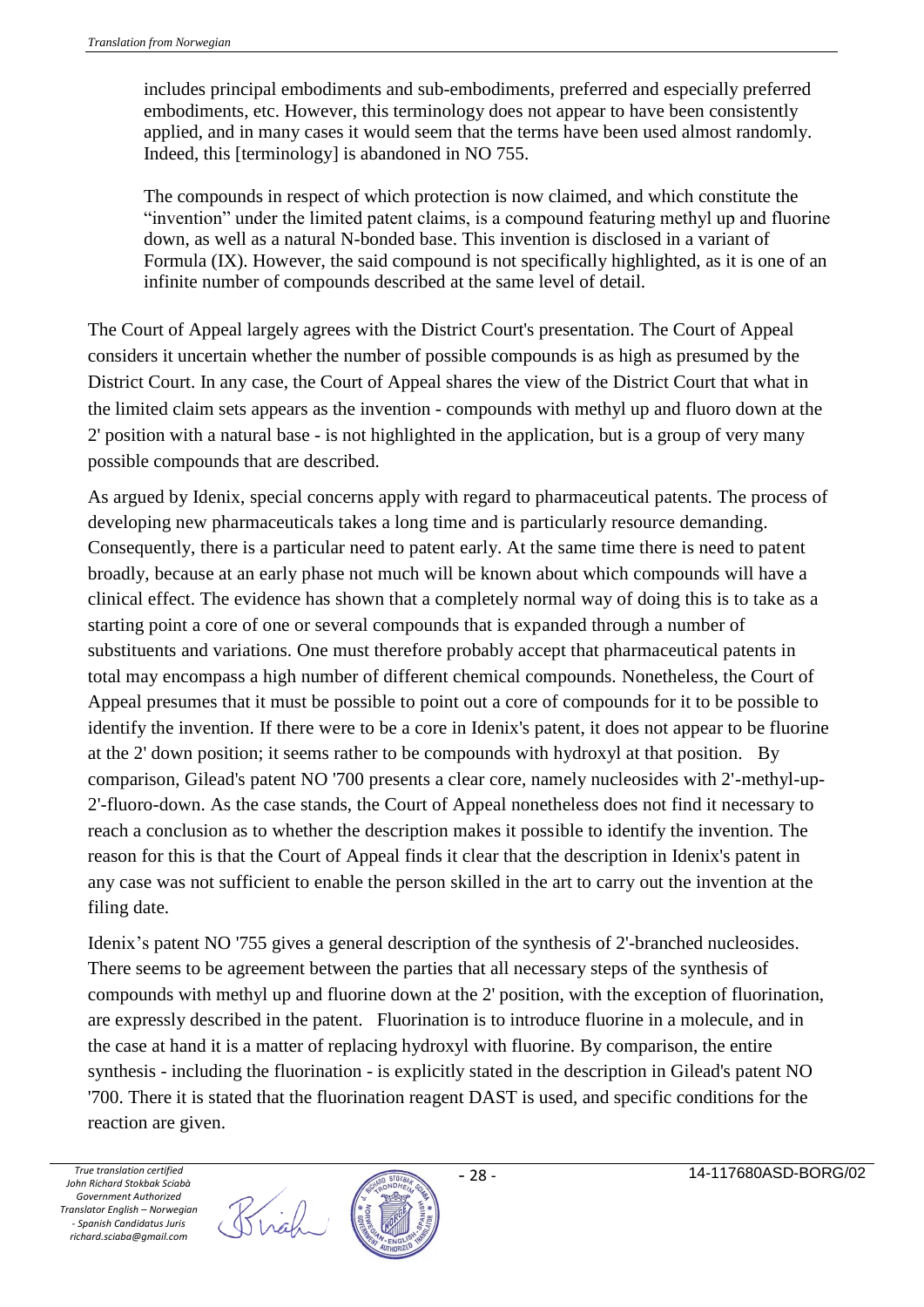> includes principal embodiments and sub-embodiments, preferred and especially preferred embodiments, etc. However, this terminology does not appear to have been consistently applied, and in many cases it would seem that the terms have been used almost randomly. Indeed, this [terminology] is abandoned in NO 755.
>
> The compounds in respect of which protection is now claimed, and which constitute the "invention" under the limited patent claims, is a compound featuring methyl up and fluorine down, as well as a natural N-bonded base. This invention is disclosed in a variant of Formula (IX). However, the said compound is not specifically highlighted, as it is one of an infinite number of compounds described at the same level of detail.

The Court of Appeal largely agrees with the District Court's presentation. The Court of Appeal considers it uncertain whether the number of possible compounds is as high as presumed by the District Court. In any case, the Court of Appeal shares the view of the District Court that what in the limited claim sets appears as the invention - compounds with methyl up and fluoro down at the 2' position with a natural base - is not highlighted in the application, but is a group of very many possible compounds that are described.

As argued by Idenix, special concerns apply with regard to pharmaceutical patents. The process of developing new pharmaceuticals takes a long time and is particularly resource demanding. Consequently, there is a particular need to patent early. At the same time there is need to patent broadly, because at an early phase not much will be known about which compounds will have a clinical effect. The evidence has shown that a completely normal way of doing this is to take as a starting point a core of one or several compounds that is expanded through a number of substituents and variations. One must therefore probably accept that pharmaceutical patents in total may encompass a high number of different chemical compounds. Nonetheless, the Court of Appeal presumes that it must be possible to point out a core of compounds for it to be possible to identify the invention. If there were to be a core in Idenix's patent, it does not appear to be fluorine at the 2' down position; it seems rather to be compounds with hydroxyl at that position. By comparison, Gilead's patent NO '700 presents a clear core, namely nucleosides with 2'-methyl-up-2'-fluoro-down. As the case stands, the Court of Appeal nonetheless does not find it necessary to reach a conclusion as to whether the description makes it possible to identify the invention. The reason for this is that the Court of Appeal finds it clear that the description in Idenix's patent in any case was not sufficient to enable the person skilled in the art to carry out the invention at the filing date.

Idenix's patent NO '755 gives a general description of the synthesis of 2'-branched nucleosides. There seems to be agreement between the parties that all necessary steps of the synthesis of compounds with methyl up and fluorine down at the 2' position, with the exception of fluorination, are expressly described in the patent. Fluorination is to introduce fluorine in a molecule, and in the case at hand it is a matter of replacing hydroxyl with fluorine. By comparison, the entire synthesis - including the fluorination - is explicitly stated in the description in Gilead's patent NO '700. There it is stated that the fluorination reagent DAST is used, and specific conditions for the reaction are given.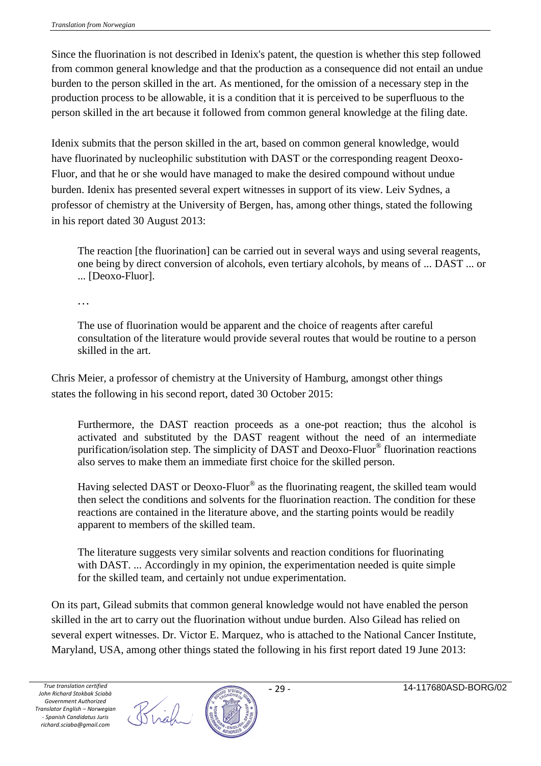Since the fluorination is not described in Idenix's patent, the question is whether this step followed from common general knowledge and that the production as a consequence did not entail an undue burden to the person skilled in the art. As mentioned, for the omission of a necessary step in the production process to be allowable, it is a condition that it is perceived to be superfluous to the person skilled in the art because it followed from common general knowledge at the filing date.

Idenix submits that the person skilled in the art, based on common general knowledge, would have fluorinated by nucleophilic substitution with DAST or the corresponding reagent Deoxo-Fluor, and that he or she would have managed to make the desired compound without undue burden. Idenix has presented several expert witnesses in support of its view. Leiv Sydnes, a professor of chemistry at the University of Bergen, has, among other things, stated the following in his report dated 30 August 2013:

> The reaction [the fluorination] can be carried out in several ways and using several reagents, one being by direct conversion of alcohols, even tertiary alcohols, by means of ... DAST ... or ... [Deoxo-Fluor].
>
> …
>
> The use of fluorination would be apparent and the choice of reagents after careful consultation of the literature would provide several routes that would be routine to a person skilled in the art.

Chris Meier, a professor of chemistry at the University of Hamburg, amongst other things states the following in his second report, dated 30 October 2015:

> Furthermore, the DAST reaction proceeds as a one-pot reaction; thus the alcohol is activated and substituted by the DAST reagent without the need of an intermediate purification/isolation step. The simplicity of DAST and Deoxo-Fluor® fluorination reactions also serves to make them an immediate first choice for the skilled person.
>
> Having selected DAST or Deoxo-Fluor® as the fluorinating reagent, the skilled team would then select the conditions and solvents for the fluorination reaction. The condition for these reactions are contained in the literature above, and the starting points would be readily apparent to members of the skilled team.
>
> The literature suggests very similar solvents and reaction conditions for fluorinating with DAST. ... Accordingly in my opinion, the experimentation needed is quite simple for the skilled team, and certainly not undue experimentation.

On its part, Gilead submits that common general knowledge would not have enabled the person skilled in the art to carry out the fluorination without undue burden. Also Gilead has relied on several expert witnesses. Dr. Victor E. Marquez, who is attached to the National Cancer Institute, Maryland, USA, among other things stated the following in his first report dated 19 June 2013: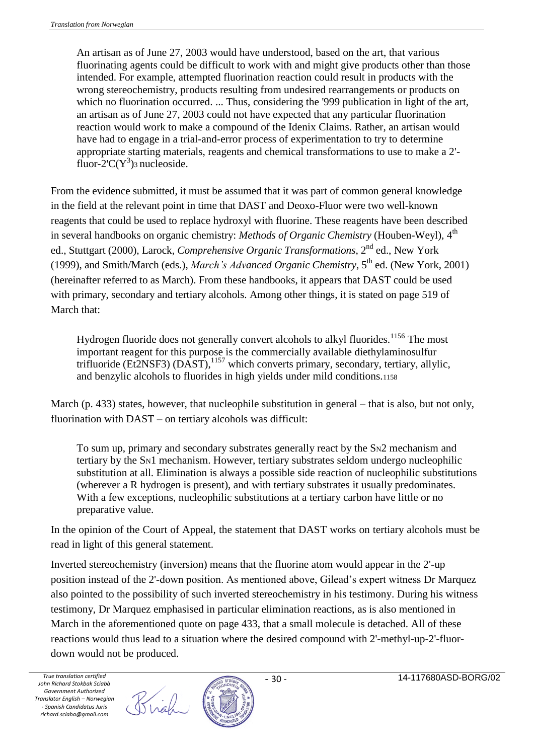An artisan as of June 27, 2003 would have understood, based on the art, that various fluorinating agents could be difficult to work with and might give products other than those intended. For example, attempted fluorination reaction could result in products with the wrong stereochemistry, products resulting from undesired rearrangements or products on which no fluorination occurred. ... Thus, considering the '999 publication in light of the art, an artisan as of June 27, 2003 could not have expected that any particular fluorination reaction would work to make a compound of the Idenix Claims. Rather, an artisan would have had to engage in a trial-and-error process of experimentation to try to determine appropriate starting materials, reagents and chemical transformations to use to make a 2'-fluor-2'$C(Y^3)_3$ nucleoside.

From the evidence submitted, it must be assumed that it was part of common general knowledge in the field at the relevant point in time that DAST and Deoxo-Fluor were two well-known reagents that could be used to replace hydroxyl with fluorine. These reagents have been described in several handbooks on organic chemistry: *Methods of Organic Chemistry* (Houben-Weyl), 4th ed., Stuttgart (2000), Larock, *Comprehensive Organic Transformations*, 2nd ed., New York (1999), and Smith/March (eds.), *March's Advanced Organic Chemistry*, 5th ed. (New York, 2001) (hereinafter referred to as March). From these handbooks, it appears that DAST could be used with primary, secondary and tertiary alcohols. Among other things, it is stated on page 519 of March that:

> Hydrogen fluoride does not generally convert alcohols to alkyl fluorides.[1156] The most important reagent for this purpose is the commercially available diethylaminosulfur trifluoride (Et2NSF3) (DAST),[1157] which converts primary, secondary, tertiary, allylic, and benzylic alcohols to fluorides in high yields under mild conditions.[1158]

March (p. 433) states, however, that nucleophile substitution in general – that is also, but not only, fluorination with DAST – on tertiary alcohols was difficult:

> To sum up, primary and secondary substrates generally react by the $S_N2$ mechanism and tertiary by the $S_N1$ mechanism. However, tertiary substrates seldom undergo nucleophilic substitution at all. Elimination is always a possible side reaction of nucleophilic substitutions (wherever a R hydrogen is present), and with tertiary substrates it usually predominates. With a few exceptions, nucleophilic substitutions at a tertiary carbon have little or no preparative value.

In the opinion of the Court of Appeal, the statement that DAST works on tertiary alcohols must be read in light of this general statement.

Inverted stereochemistry (inversion) means that the fluorine atom would appear in the 2'-up position instead of the 2'-down position. As mentioned above, Gilead's expert witness Dr Marquez also pointed to the possibility of such inverted stereochemistry in his testimony. During his witness testimony, Dr Marquez emphasised in particular elimination reactions, as is also mentioned in March in the aforementioned quote on page 433, that a small molecule is detached. All of these reactions would thus lead to a situation where the desired compound with 2'-methyl-up-2'-fluor-down would not be produced.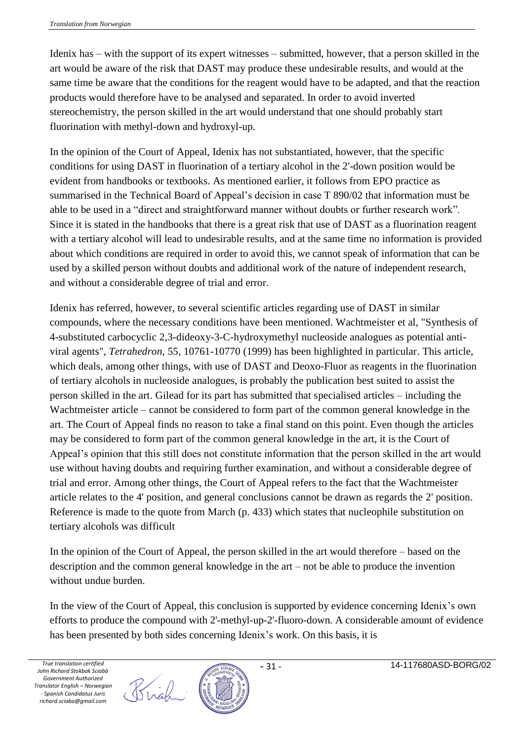Idenix has – with the support of its expert witnesses – submitted, however, that a person skilled in the art would be aware of the risk that DAST may produce these undesirable results, and would at the same time be aware that the conditions for the reagent would have to be adapted, and that the reaction products would therefore have to be analysed and separated. In order to avoid inverted stereochemistry, the person skilled in the art would understand that one should probably start fluorination with methyl-down and hydroxyl-up.

In the opinion of the Court of Appeal, Idenix has not substantiated, however, that the specific conditions for using DAST in fluorination of a tertiary alcohol in the 2'-down position would be evident from handbooks or textbooks. As mentioned earlier, it follows from EPO practice as summarised in the Technical Board of Appeal's decision in case T 890/02 that information must be able to be used in a "direct and straightforward manner without doubts or further research work". Since it is stated in the handbooks that there is a great risk that use of DAST as a fluorination reagent with a tertiary alcohol will lead to undesirable results, and at the same time no information is provided about which conditions are required in order to avoid this, we cannot speak of information that can be used by a skilled person without doubts and additional work of the nature of independent research, and without a considerable degree of trial and error.

Idenix has referred, however, to several scientific articles regarding use of DAST in similar compounds, where the necessary conditions have been mentioned. Wachtmeister et al, "Synthesis of 4-substituted carbocyclic 2,3-dideoxy-3-C-hydroxymethyl nucleoside analogues as potential anti-viral agents", *Tetrahedron*, 55, 10761-10770 (1999) has been highlighted in particular. This article, which deals, among other things, with use of DAST and Deoxo-Fluor as reagents in the fluorination of tertiary alcohols in nucleoside analogues, is probably the publication best suited to assist the person skilled in the art. Gilead for its part has submitted that specialised articles – including the Wachtmeister article – cannot be considered to form part of the common general knowledge in the art. The Court of Appeal finds no reason to take a final stand on this point. Even though the articles may be considered to form part of the common general knowledge in the art, it is the Court of Appeal's opinion that this still does not constitute information that the person skilled in the art would use without having doubts and requiring further examination, and without a considerable degree of trial and error. Among other things, the Court of Appeal refers to the fact that the Wachtmeister article relates to the 4' position, and general conclusions cannot be drawn as regards the 2' position. Reference is made to the quote from March (p. 433) which states that nucleophile substitution on tertiary alcohols was difficult

In the opinion of the Court of Appeal, the person skilled in the art would therefore – based on the description and the common general knowledge in the art – not be able to produce the invention without undue burden.

In the view of the Court of Appeal, this conclusion is supported by evidence concerning Idenix's own efforts to produce the compound with 2'-methyl-up-2'-fluoro-down. A considerable amount of evidence has been presented by both sides concerning Idenix's work. On this basis, it is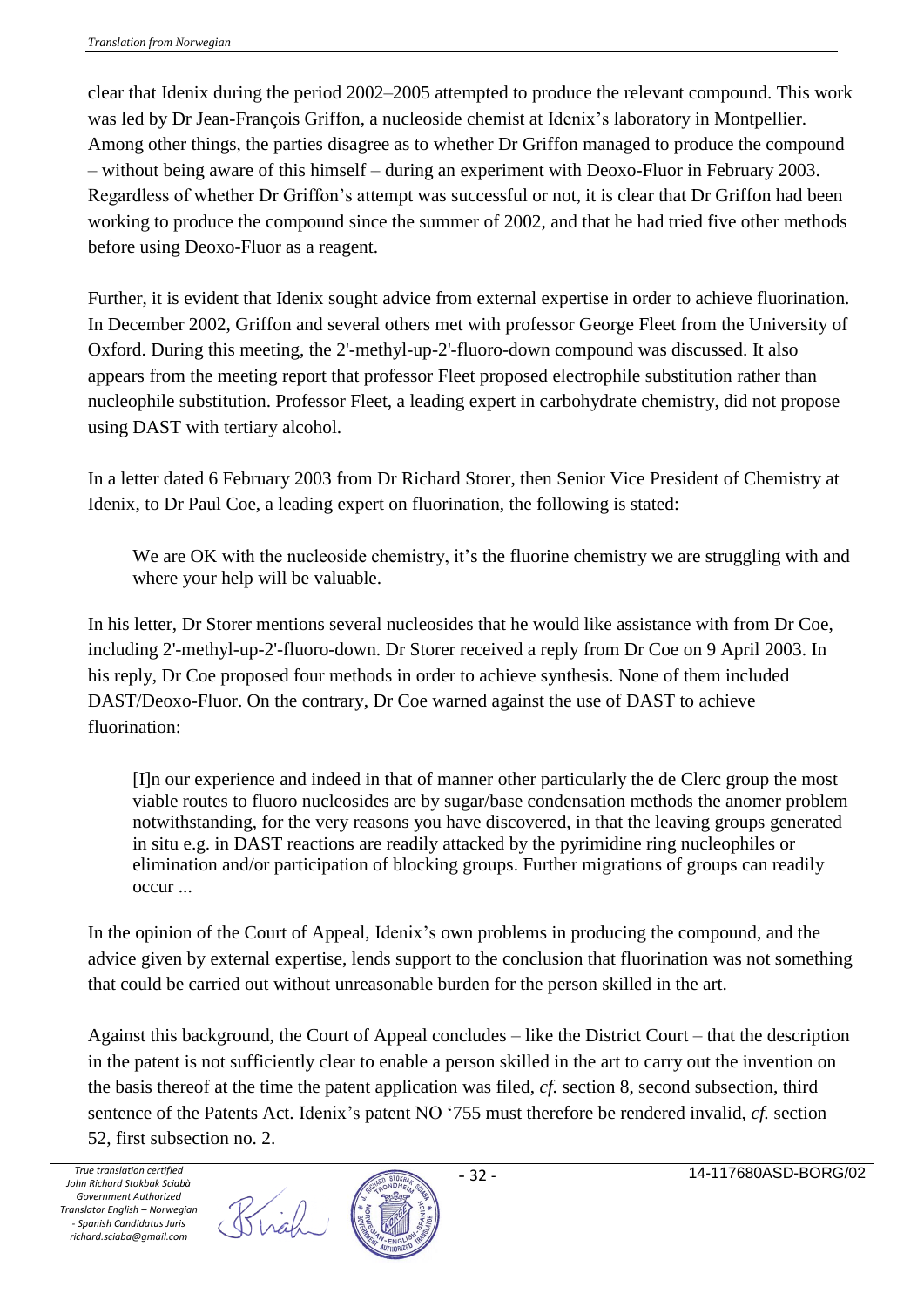clear that Idenix during the period 2002–2005 attempted to produce the relevant compound. This work was led by Dr Jean-François Griffon, a nucleoside chemist at Idenix's laboratory in Montpellier. Among other things, the parties disagree as to whether Dr Griffon managed to produce the compound – without being aware of this himself – during an experiment with Deoxo-Fluor in February 2003. Regardless of whether Dr Griffon's attempt was successful or not, it is clear that Dr Griffon had been working to produce the compound since the summer of 2002, and that he had tried five other methods before using Deoxo-Fluor as a reagent.

Further, it is evident that Idenix sought advice from external expertise in order to achieve fluorination. In December 2002, Griffon and several others met with professor George Fleet from the University of Oxford. During this meeting, the 2'-methyl-up-2'-fluoro-down compound was discussed. It also appears from the meeting report that professor Fleet proposed electrophile substitution rather than nucleophile substitution. Professor Fleet, a leading expert in carbohydrate chemistry, did not propose using DAST with tertiary alcohol.

In a letter dated 6 February 2003 from Dr Richard Storer, then Senior Vice President of Chemistry at Idenix, to Dr Paul Coe, a leading expert on fluorination, the following is stated:

> We are OK with the nucleoside chemistry, it's the fluorine chemistry we are struggling with and where your help will be valuable.

In his letter, Dr Storer mentions several nucleosides that he would like assistance with from Dr Coe, including 2'-methyl-up-2'-fluoro-down. Dr Storer received a reply from Dr Coe on 9 April 2003. In his reply, Dr Coe proposed four methods in order to achieve synthesis. None of them included DAST/Deoxo-Fluor. On the contrary, Dr Coe warned against the use of DAST to achieve fluorination:

> [I]n our experience and indeed in that of manner other particularly the de Clerc group the most viable routes to fluoro nucleosides are by sugar/base condensation methods the anomer problem notwithstanding, for the very reasons you have discovered, in that the leaving groups generated in situ e.g. in DAST reactions are readily attacked by the pyrimidine ring nucleophiles or elimination and/or participation of blocking groups. Further migrations of groups can readily occur ...

In the opinion of the Court of Appeal, Idenix's own problems in producing the compound, and the advice given by external expertise, lends support to the conclusion that fluorination was not something that could be carried out without unreasonable burden for the person skilled in the art.

Against this background, the Court of Appeal concludes – like the District Court – that the description in the patent is not sufficiently clear to enable a person skilled in the art to carry out the invention on the basis thereof at the time the patent application was filed, *cf.* section 8, second subsection, third sentence of the Patents Act. Idenix's patent NO '755 must therefore be rendered invalid, *cf.* section 52, first subsection no. 2.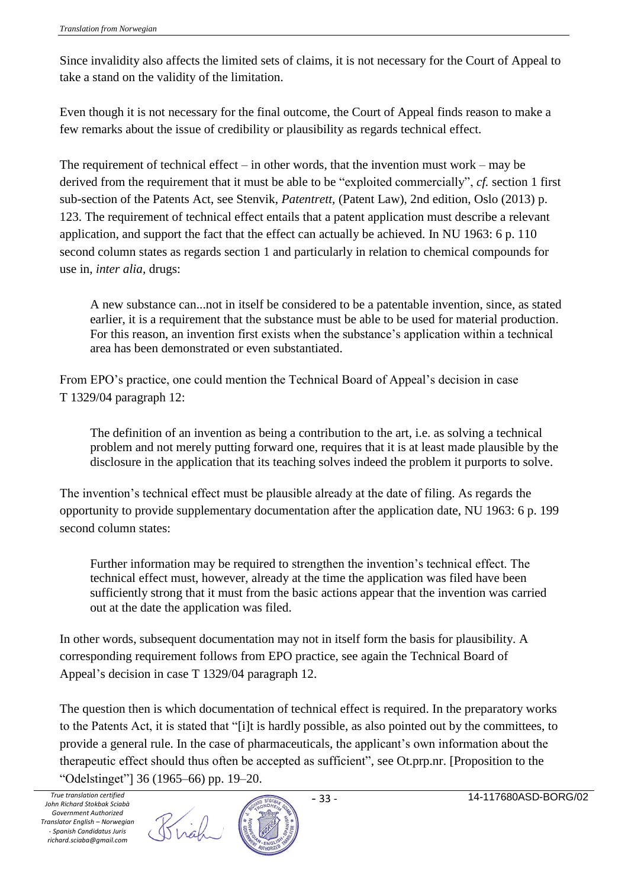Since invalidity also affects the limited sets of claims, it is not necessary for the Court of Appeal to take a stand on the validity of the limitation.

Even though it is not necessary for the final outcome, the Court of Appeal finds reason to make a few remarks about the issue of credibility or plausibility as regards technical effect.

The requirement of technical effect – in other words, that the invention must work – may be derived from the requirement that it must be able to be "exploited commercially", *cf.* section 1 first sub-section of the Patents Act, see Stenvik, *Patentrett,* (Patent Law), 2nd edition, Oslo (2013) p. 123. The requirement of technical effect entails that a patent application must describe a relevant application, and support the fact that the effect can actually be achieved. In NU 1963: 6 p. 110 second column states as regards section 1 and particularly in relation to chemical compounds for use in, *inter alia*, drugs:

> A new substance can...not in itself be considered to be a patentable invention, since, as stated earlier, it is a requirement that the substance must be able to be used for material production. For this reason, an invention first exists when the substance's application within a technical area has been demonstrated or even substantiated.

From EPO's practice, one could mention the Technical Board of Appeal's decision in case T 1329/04 paragraph 12:

> The definition of an invention as being a contribution to the art, i.e. as solving a technical problem and not merely putting forward one, requires that it is at least made plausible by the disclosure in the application that its teaching solves indeed the problem it purports to solve.

The invention's technical effect must be plausible already at the date of filing. As regards the opportunity to provide supplementary documentation after the application date, NU 1963: 6 p. 199 second column states:

> Further information may be required to strengthen the invention's technical effect. The technical effect must, however, already at the time the application was filed have been sufficiently strong that it must from the basic actions appear that the invention was carried out at the date the application was filed.

In other words, subsequent documentation may not in itself form the basis for plausibility. A corresponding requirement follows from EPO practice, see again the Technical Board of Appeal's decision in case T 1329/04 paragraph 12.

The question then is which documentation of technical effect is required. In the preparatory works to the Patents Act, it is stated that "[i]t is hardly possible, as also pointed out by the committees, to provide a general rule. In the case of pharmaceuticals, the applicant's own information about the therapeutic effect should thus often be accepted as sufficient", see Ot.prp.nr. [Proposition to the "Odelstinget"] 36 (1965–66) pp. 19–20.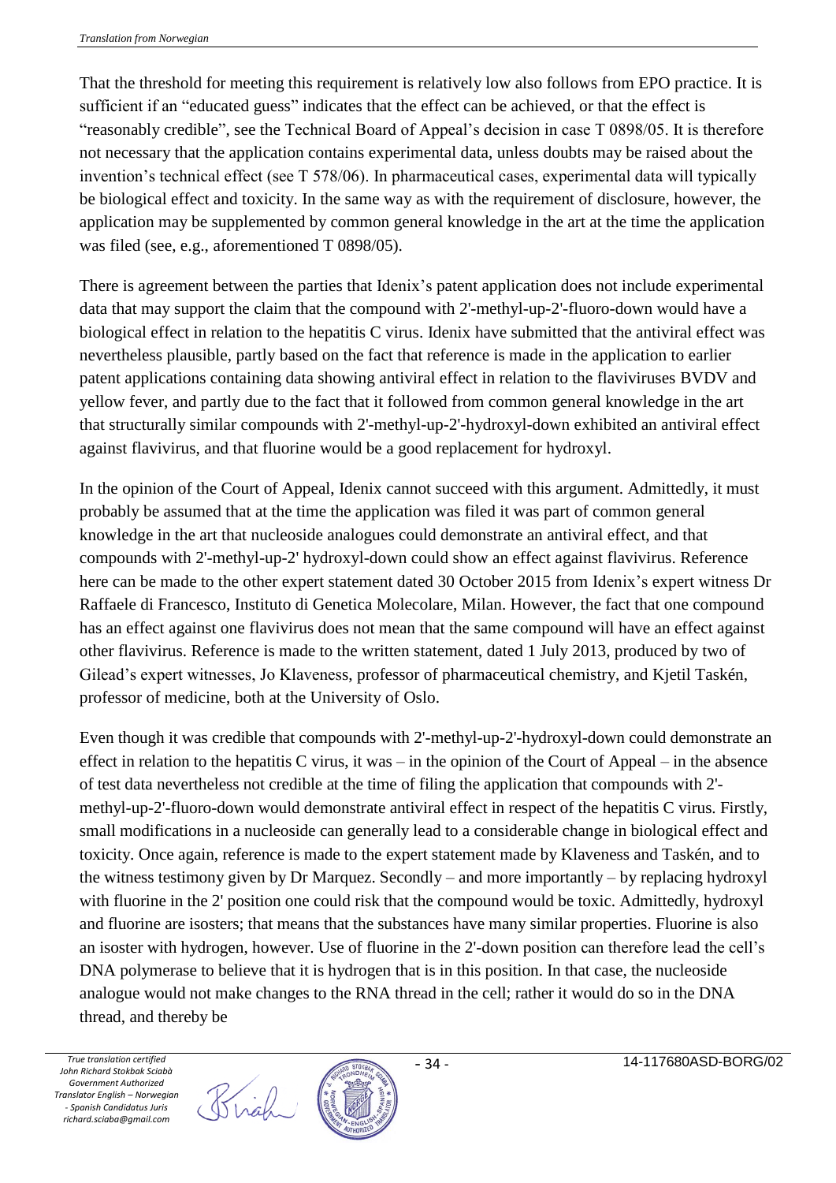That the threshold for meeting this requirement is relatively low also follows from EPO practice. It is sufficient if an "educated guess" indicates that the effect can be achieved, or that the effect is "reasonably credible", see the Technical Board of Appeal's decision in case T 0898/05. It is therefore not necessary that the application contains experimental data, unless doubts may be raised about the invention's technical effect (see T 578/06). In pharmaceutical cases, experimental data will typically be biological effect and toxicity. In the same way as with the requirement of disclosure, however, the application may be supplemented by common general knowledge in the art at the time the application was filed (see, e.g., aforementioned T 0898/05).

There is agreement between the parties that Idenix's patent application does not include experimental data that may support the claim that the compound with 2'-methyl-up-2'-fluoro-down would have a biological effect in relation to the hepatitis C virus. Idenix have submitted that the antiviral effect was nevertheless plausible, partly based on the fact that reference is made in the application to earlier patent applications containing data showing antiviral effect in relation to the flaviviruses BVDV and yellow fever, and partly due to the fact that it followed from common general knowledge in the art that structurally similar compounds with 2'-methyl-up-2'-hydroxyl-down exhibited an antiviral effect against flavivirus, and that fluorine would be a good replacement for hydroxyl.

In the opinion of the Court of Appeal, Idenix cannot succeed with this argument. Admittedly, it must probably be assumed that at the time the application was filed it was part of common general knowledge in the art that nucleoside analogues could demonstrate an antiviral effect, and that compounds with 2'-methyl-up-2' hydroxyl-down could show an effect against flavivirus. Reference here can be made to the other expert statement dated 30 October 2015 from Idenix's expert witness Dr Raffaele di Francesco, Instituto di Genetica Molecolare, Milan. However, the fact that one compound has an effect against one flavivirus does not mean that the same compound will have an effect against other flavivirus. Reference is made to the written statement, dated 1 July 2013, produced by two of Gilead's expert witnesses, Jo Klaveness, professor of pharmaceutical chemistry, and Kjetil Taskén, professor of medicine, both at the University of Oslo.

Even though it was credible that compounds with 2'-methyl-up-2'-hydroxyl-down could demonstrate an effect in relation to the hepatitis C virus, it was – in the opinion of the Court of Appeal – in the absence of test data nevertheless not credible at the time of filing the application that compounds with 2'-methyl-up-2'-fluoro-down would demonstrate antiviral effect in respect of the hepatitis C virus. Firstly, small modifications in a nucleoside can generally lead to a considerable change in biological effect and toxicity. Once again, reference is made to the expert statement made by Klaveness and Taskén, and to the witness testimony given by Dr Marquez. Secondly – and more importantly – by replacing hydroxyl with fluorine in the 2' position one could risk that the compound would be toxic. Admittedly, hydroxyl and fluorine are isosters; that means that the substances have many similar properties. Fluorine is also an isoster with hydrogen, however. Use of fluorine in the 2'-down position can therefore lead the cell's DNA polymerase to believe that it is hydrogen that is in this position. In that case, the nucleoside analogue would not make changes to the RNA thread in the cell; rather it would do so in the DNA thread, and thereby be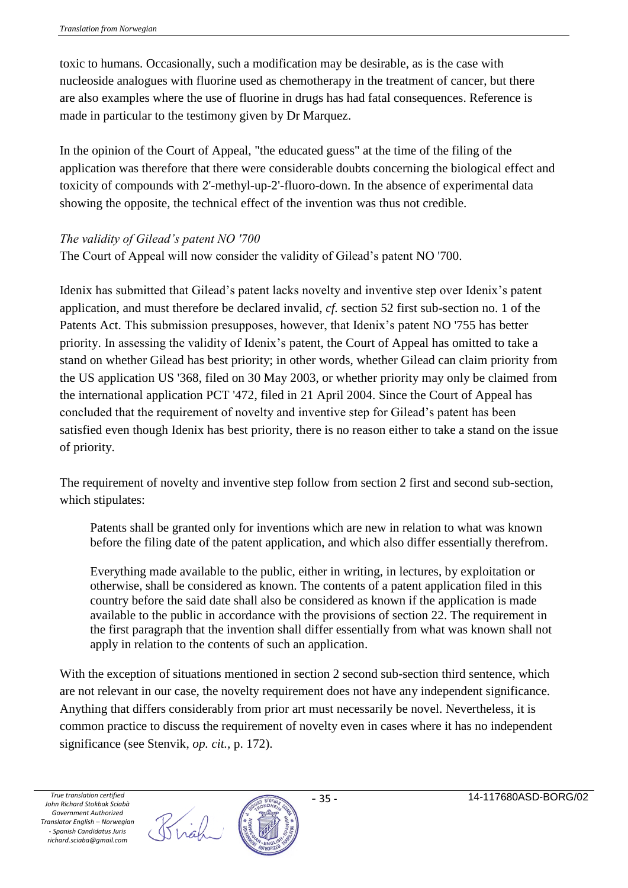toxic to humans. Occasionally, such a modification may be desirable, as is the case with nucleoside analogues with fluorine used as chemotherapy in the treatment of cancer, but there are also examples where the use of fluorine in drugs has had fatal consequences. Reference is made in particular to the testimony given by Dr Marquez.

In the opinion of the Court of Appeal, "the educated guess" at the time of the filing of the application was therefore that there were considerable doubts concerning the biological effect and toxicity of compounds with 2'-methyl-up-2'-fluoro-down. In the absence of experimental data showing the opposite, the technical effect of the invention was thus not credible.

*The validity of Gilead's patent NO '700*

The Court of Appeal will now consider the validity of Gilead's patent NO '700.

Idenix has submitted that Gilead's patent lacks novelty and inventive step over Idenix's patent application, and must therefore be declared invalid, *cf.* section 52 first sub-section no. 1 of the Patents Act. This submission presupposes, however, that Idenix's patent NO '755 has better priority. In assessing the validity of Idenix's patent, the Court of Appeal has omitted to take a stand on whether Gilead has best priority; in other words, whether Gilead can claim priority from the US application US '368, filed on 30 May 2003, or whether priority may only be claimed from the international application PCT '472, filed in 21 April 2004. Since the Court of Appeal has concluded that the requirement of novelty and inventive step for Gilead's patent has been satisfied even though Idenix has best priority, there is no reason either to take a stand on the issue of priority.

The requirement of novelty and inventive step follow from section 2 first and second sub-section, which stipulates:

> Patents shall be granted only for inventions which are new in relation to what was known before the filing date of the patent application, and which also differ essentially therefrom.
>
> Everything made available to the public, either in writing, in lectures, by exploitation or otherwise, shall be considered as known. The contents of a patent application filed in this country before the said date shall also be considered as known if the application is made available to the public in accordance with the provisions of section 22. The requirement in the first paragraph that the invention shall differ essentially from what was known shall not apply in relation to the contents of such an application.

With the exception of situations mentioned in section 2 second sub-section third sentence, which are not relevant in our case, the novelty requirement does not have any independent significance. Anything that differs considerably from prior art must necessarily be novel. Nevertheless, it is common practice to discuss the requirement of novelty even in cases where it has no independent significance (see Stenvik, *op. cit.*, p. 172).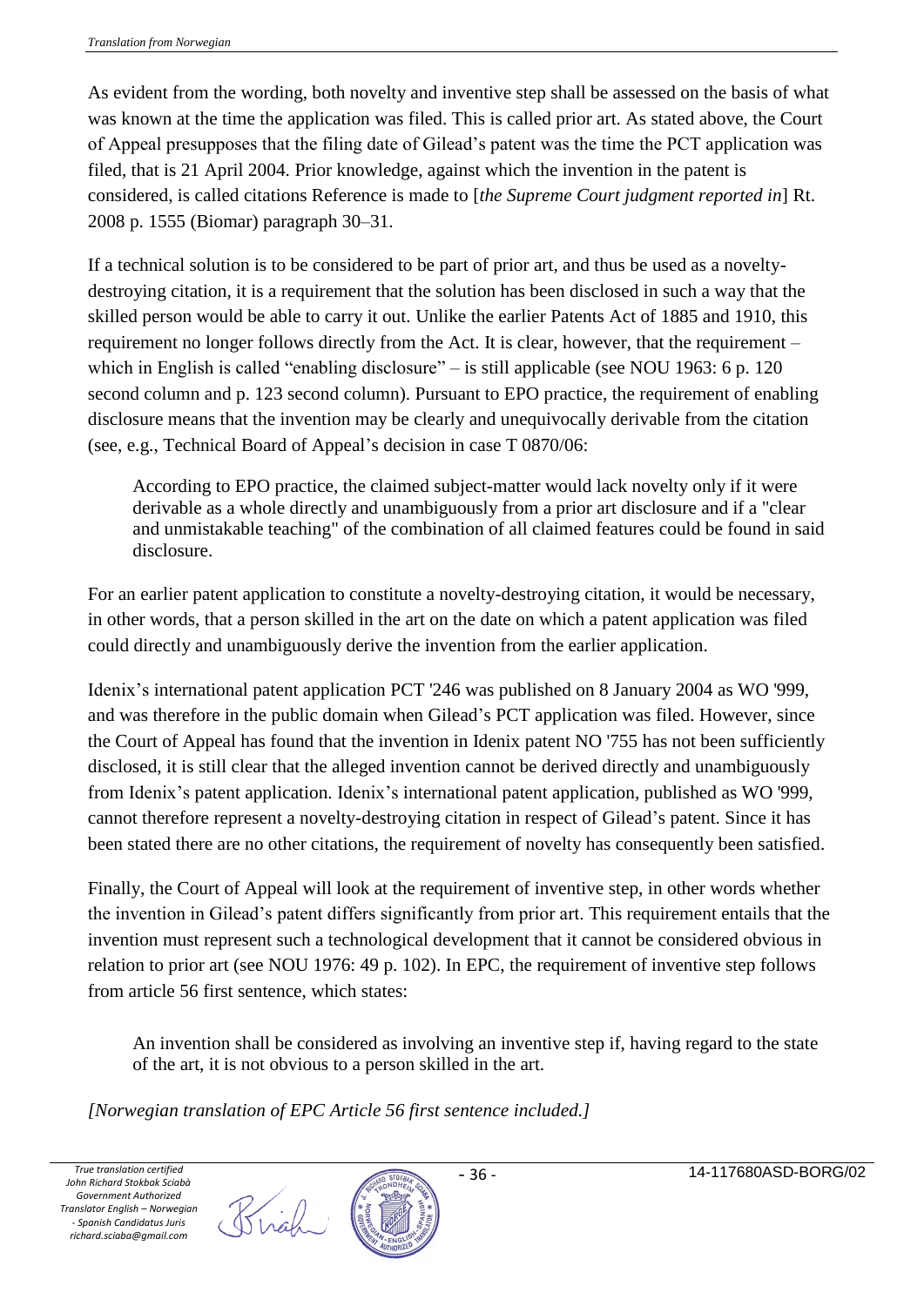As evident from the wording, both novelty and inventive step shall be assessed on the basis of what was known at the time the application was filed. This is called prior art. As stated above, the Court of Appeal presupposes that the filing date of Gilead's patent was the time the PCT application was filed, that is 21 April 2004. Prior knowledge, against which the invention in the patent is considered, is called citations Reference is made to [*the Supreme Court judgment reported in*] Rt. 2008 p. 1555 (Biomar) paragraph 30–31.

If a technical solution is to be considered to be part of prior art, and thus be used as a novelty-destroying citation, it is a requirement that the solution has been disclosed in such a way that the skilled person would be able to carry it out. Unlike the earlier Patents Act of 1885 and 1910, this requirement no longer follows directly from the Act. It is clear, however, that the requirement – which in English is called "enabling disclosure" – is still applicable (see NOU 1963: 6 p. 120 second column and p. 123 second column). Pursuant to EPO practice, the requirement of enabling disclosure means that the invention may be clearly and unequivocally derivable from the citation (see, e.g., Technical Board of Appeal's decision in case T 0870/06:

> According to EPO practice, the claimed subject-matter would lack novelty only if it were derivable as a whole directly and unambiguously from a prior art disclosure and if a "clear and unmistakable teaching" of the combination of all claimed features could be found in said disclosure.

For an earlier patent application to constitute a novelty-destroying citation, it would be necessary, in other words, that a person skilled in the art on the date on which a patent application was filed could directly and unambiguously derive the invention from the earlier application.

Idenix's international patent application PCT '246 was published on 8 January 2004 as WO '999, and was therefore in the public domain when Gilead's PCT application was filed. However, since the Court of Appeal has found that the invention in Idenix patent NO '755 has not been sufficiently disclosed, it is still clear that the alleged invention cannot be derived directly and unambiguously from Idenix's patent application. Idenix's international patent application, published as WO '999, cannot therefore represent a novelty-destroying citation in respect of Gilead's patent. Since it has been stated there are no other citations, the requirement of novelty has consequently been satisfied.

Finally, the Court of Appeal will look at the requirement of inventive step, in other words whether the invention in Gilead's patent differs significantly from prior art. This requirement entails that the invention must represent such a technological development that it cannot be considered obvious in relation to prior art (see NOU 1976: 49 p. 102). In EPC, the requirement of inventive step follows from article 56 first sentence, which states:

> An invention shall be considered as involving an inventive step if, having regard to the state of the art, it is not obvious to a person skilled in the art.

*[Norwegian translation of EPC Article 56 first sentence included.]*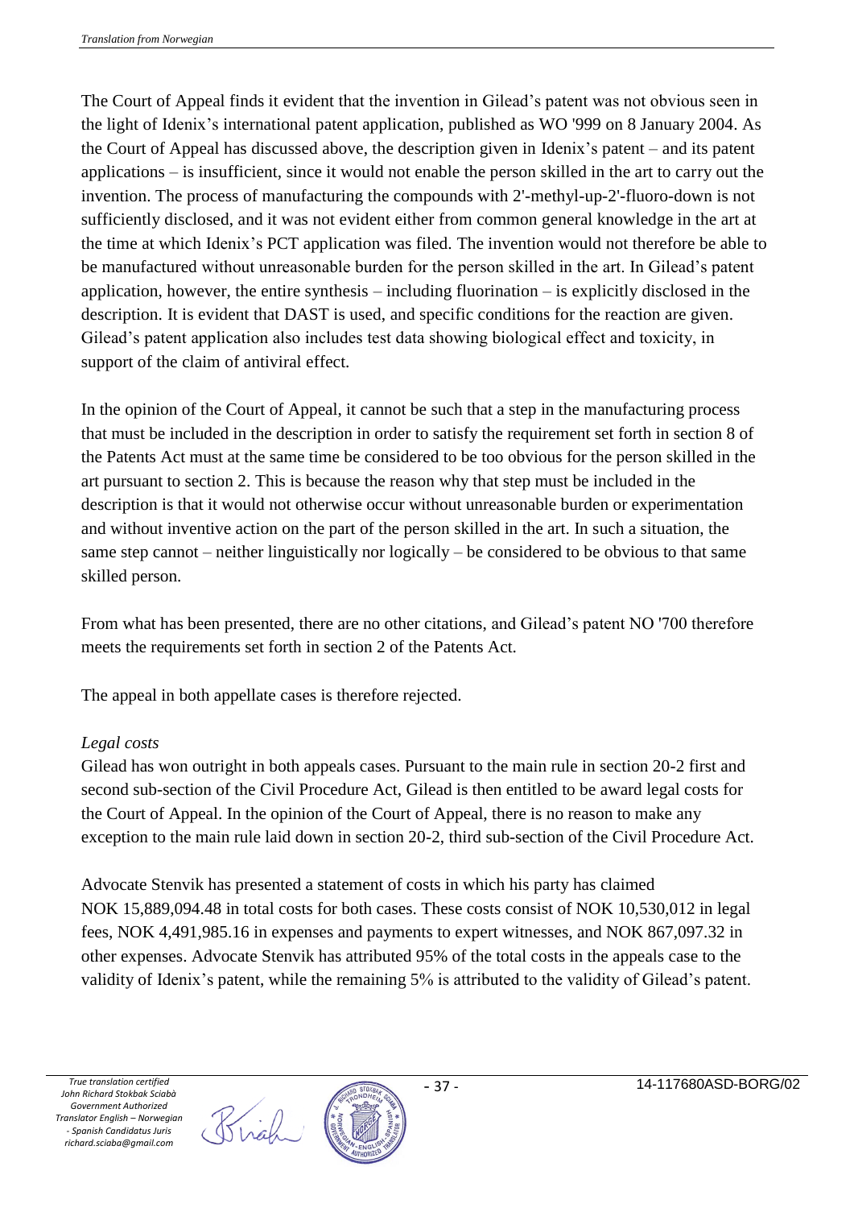The Court of Appeal finds it evident that the invention in Gilead's patent was not obvious seen in the light of Idenix's international patent application, published as WO '999 on 8 January 2004. As the Court of Appeal has discussed above, the description given in Idenix's patent – and its patent applications – is insufficient, since it would not enable the person skilled in the art to carry out the invention. The process of manufacturing the compounds with 2'-methyl-up-2'-fluoro-down is not sufficiently disclosed, and it was not evident either from common general knowledge in the art at the time at which Idenix's PCT application was filed. The invention would not therefore be able to be manufactured without unreasonable burden for the person skilled in the art. In Gilead's patent application, however, the entire synthesis – including fluorination – is explicitly disclosed in the description. It is evident that DAST is used, and specific conditions for the reaction are given. Gilead's patent application also includes test data showing biological effect and toxicity, in support of the claim of antiviral effect.

In the opinion of the Court of Appeal, it cannot be such that a step in the manufacturing process that must be included in the description in order to satisfy the requirement set forth in section 8 of the Patents Act must at the same time be considered to be too obvious for the person skilled in the art pursuant to section 2. This is because the reason why that step must be included in the description is that it would not otherwise occur without unreasonable burden or experimentation and without inventive action on the part of the person skilled in the art. In such a situation, the same step cannot – neither linguistically nor logically – be considered to be obvious to that same skilled person.

From what has been presented, there are no other citations, and Gilead's patent NO '700 therefore meets the requirements set forth in section 2 of the Patents Act.

The appeal in both appellate cases is therefore rejected.

*Legal costs*

Gilead has won outright in both appeals cases. Pursuant to the main rule in section 20-2 first and second sub-section of the Civil Procedure Act, Gilead is then entitled to be award legal costs for the Court of Appeal. In the opinion of the Court of Appeal, there is no reason to make any exception to the main rule laid down in section 20-2, third sub-section of the Civil Procedure Act.

Advocate Stenvik has presented a statement of costs in which his party has claimed NOK 15,889,094.48 in total costs for both cases. These costs consist of NOK 10,530,012 in legal fees, NOK 4,491,985.16 in expenses and payments to expert witnesses, and NOK 867,097.32 in other expenses. Advocate Stenvik has attributed 95% of the total costs in the appeals case to the validity of Idenix's patent, while the remaining 5% is attributed to the validity of Gilead's patent.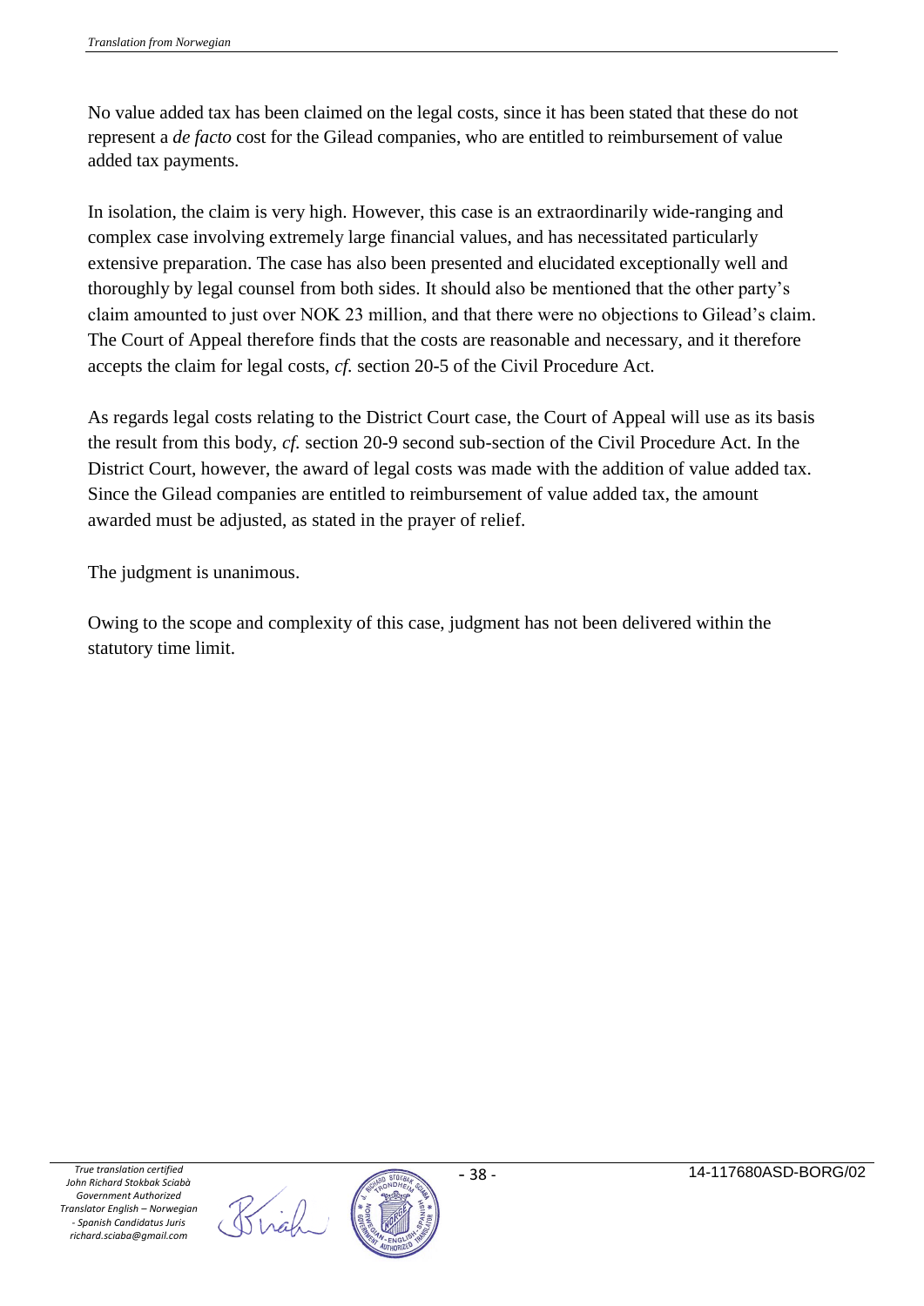No value added tax has been claimed on the legal costs, since it has been stated that these do not represent a *de facto* cost for the Gilead companies, who are entitled to reimbursement of value added tax payments.

In isolation, the claim is very high. However, this case is an extraordinarily wide-ranging and complex case involving extremely large financial values, and has necessitated particularly extensive preparation. The case has also been presented and elucidated exceptionally well and thoroughly by legal counsel from both sides. It should also be mentioned that the other party's claim amounted to just over NOK 23 million, and that there were no objections to Gilead's claim. The Court of Appeal therefore finds that the costs are reasonable and necessary, and it therefore accepts the claim for legal costs, *cf.* section 20-5 of the Civil Procedure Act.

As regards legal costs relating to the District Court case, the Court of Appeal will use as its basis the result from this body, *cf.* section 20-9 second sub-section of the Civil Procedure Act. In the District Court, however, the award of legal costs was made with the addition of value added tax. Since the Gilead companies are entitled to reimbursement of value added tax, the amount awarded must be adjusted, as stated in the prayer of relief.

The judgment is unanimous.

Owing to the scope and complexity of this case, judgment has not been delivered within the statutory time limit.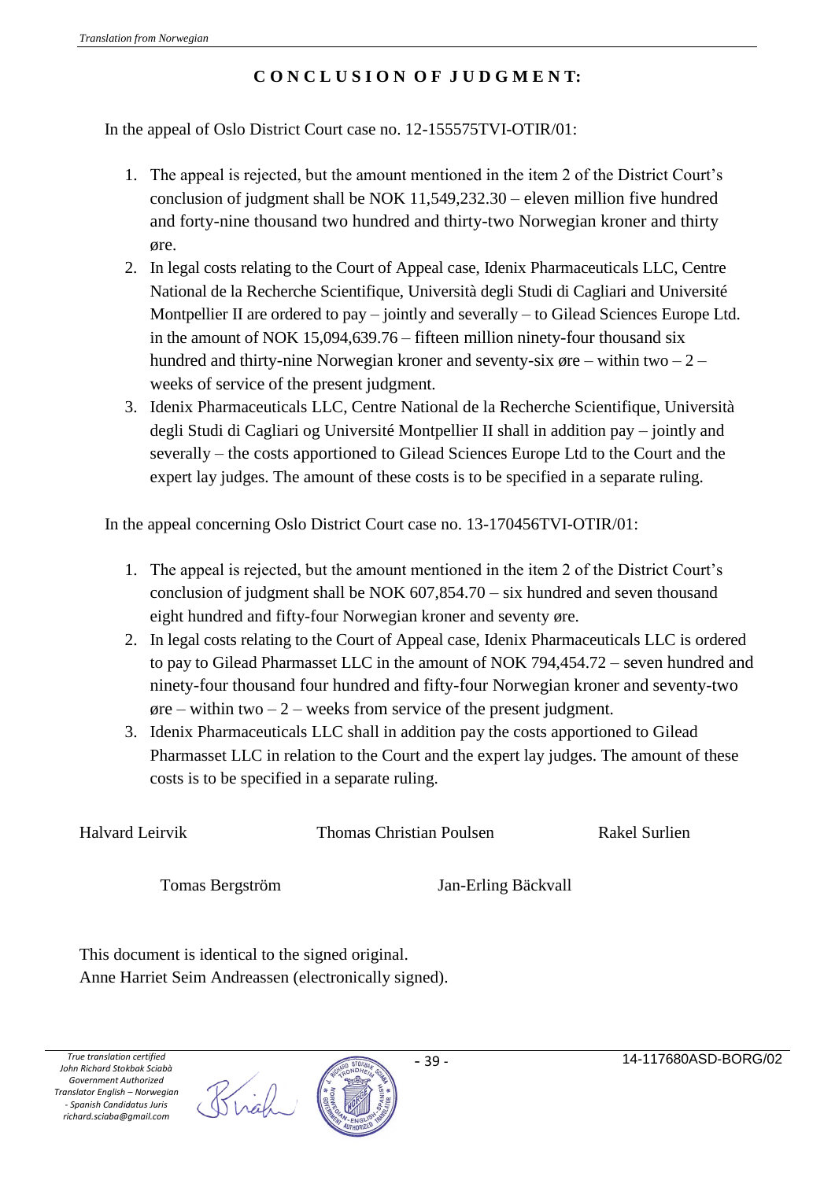## C O N C L U S I O N O F J U D G M E N T:

In the appeal of Oslo District Court case no. 12-155575TVI-OTIR/01:

1. The appeal is rejected, but the amount mentioned in the item 2 of the District Court's conclusion of judgment shall be NOK 11,549,232.30 – eleven million five hundred and forty-nine thousand two hundred and thirty-two Norwegian kroner and thirty øre.
2. In legal costs relating to the Court of Appeal case, Idenix Pharmaceuticals LLC, Centre National de la Recherche Scientifique, Università degli Studi di Cagliari and Université Montpellier II are ordered to pay – jointly and severally – to Gilead Sciences Europe Ltd. in the amount of NOK 15,094,639.76 – fifteen million ninety-four thousand six hundred and thirty-nine Norwegian kroner and seventy-six øre – within two – 2 – weeks of service of the present judgment.
3. Idenix Pharmaceuticals LLC, Centre National de la Recherche Scientifique, Università degli Studi di Cagliari og Université Montpellier II shall in addition pay – jointly and severally – the costs apportioned to Gilead Sciences Europe Ltd to the Court and the expert lay judges. The amount of these costs is to be specified in a separate ruling.

In the appeal concerning Oslo District Court case no. 13-170456TVI-OTIR/01:

1. The appeal is rejected, but the amount mentioned in the item 2 of the District Court's conclusion of judgment shall be NOK 607,854.70 – six hundred and seven thousand eight hundred and fifty-four Norwegian kroner and seventy øre.
2. In legal costs relating to the Court of Appeal case, Idenix Pharmaceuticals LLC is ordered to pay to Gilead Pharmasset LLC in the amount of NOK 794,454.72 – seven hundred and ninety-four thousand four hundred and fifty-four Norwegian kroner and seventy-two øre – within two – 2 – weeks from service of the present judgment.
3. Idenix Pharmaceuticals LLC shall in addition pay the costs apportioned to Gilead Pharmasset LLC in relation to the Court and the expert lay judges. The amount of these costs is to be specified in a separate ruling.

Halvard Leirvik　　　Thomas Christian Poulsen　　　Rakel Surlien

Tomas Bergström　　　Jan-Erling Bäckvall

This document is identical to the signed original.
Anne Harriet Seim Andreassen (electronically signed).

*True translation certified*
*John Richard Stokbak Sciabà*
*Government Authorized*
*Translator English – Norwegian*
*- Spanish Candidatus Juris*
*richard.sciaba@gmail.com*

14-117680ASD-BORG/02